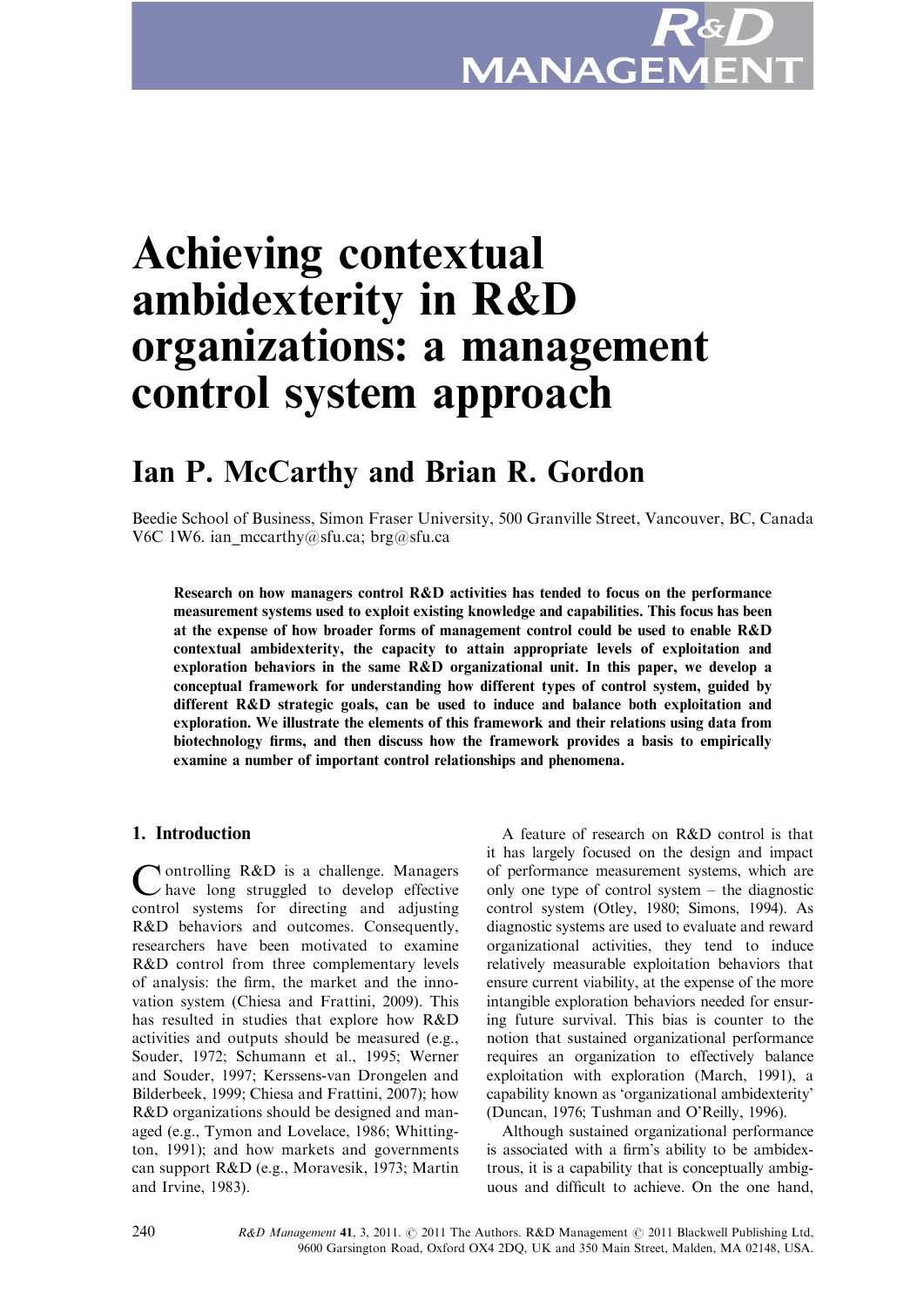# Achieving contextual ambidexterity in R&D organizations: a management control system approach

## Ian P. McCarthy and Brian R. Gordon

Beedie School of Business, Simon Fraser University, 500 Granville Street, Vancouver, BC, Canada V6C 1W6. ian_mccarthy@sfu.ca; brg@sfu.ca

**Research on how managers control R&D activities has tended to focus on the performance measurement systems used to exploit existing knowledge and capabilities. This focus has been at the expense of how broader forms of management control could be used to enable R&D contextual ambidexterity, the capacity to attain appropriate levels of exploitation and exploration behaviors in the same R&D organizational unit. In this paper, we develop a conceptual framework for understanding how different types of control system, guided by different R&D strategic goals, can be used to induce and balance both exploitation and exploration. We illustrate the elements of this framework and their relations using data from biotechnology firms, and then discuss how the framework provides a basis to empirically examine a number of important control relationships and phenomena.**

## 1. Introduction

Controlling R&D is a challenge. Managers have long struggled to develop effective control systems for directing and adjusting R&D behaviors and outcomes. Consequently, researchers have been motivated to examine R&D control from three complementary levels of analysis: the firm, the market and the innovation system (Chiesa and Frattini, 2009). This has resulted in studies that explore how R&D activities and outputs should be measured (e.g., Souder, 1972; Schumann et al., 1995; Werner and Souder, 1997; Kerssens-van Drongelen and Bilderbeek, 1999; Chiesa and Frattini, 2007); how R&D organizations should be designed and managed (e.g., Tymon and Lovelace, 1986; Whittington, 1991); and how markets and governments can support R&D (e.g., Moravesik, 1973; Martin and Irvine, 1983).

A feature of research on R&D control is that it has largely focused on the design and impact of performance measurement systems, which are only one type of control system – the diagnostic control system (Otley, 1980; Simons, 1994). As diagnostic systems are used to evaluate and reward organizational activities, they tend to induce relatively measurable exploitation behaviors that ensure current viability, at the expense of the more intangible exploration behaviors needed for ensuring future survival. This bias is counter to the notion that sustained organizational performance requires an organization to effectively balance exploitation with exploration (March, 1991), a capability known as 'organizational ambidexterity' (Duncan, 1976; Tushman and O'Reilly, 1996).

Although sustained organizational performance is associated with a firm's ability to be ambidextrous, it is a capability that is conceptually ambiguous and difficult to achieve. On the one hand,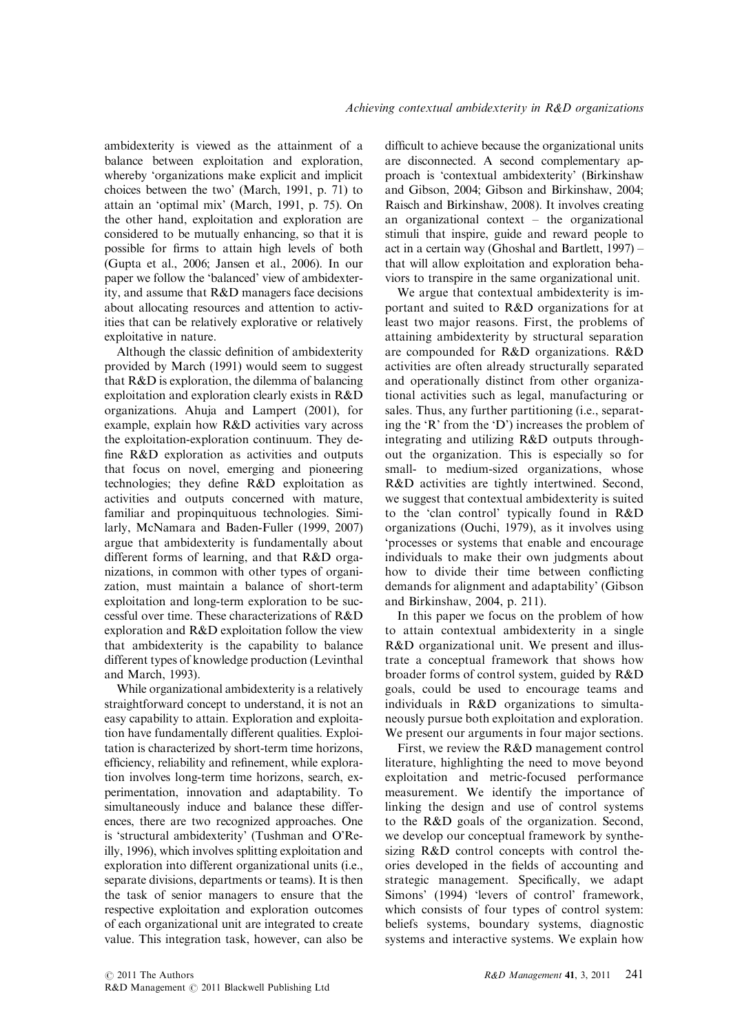ambidexterity is viewed as the attainment of a balance between exploitation and exploration, whereby 'organizations make explicit and implicit choices between the two' (March, 1991, p. 71) to attain an 'optimal mix' (March, 1991, p. 75). On the other hand, exploitation and exploration are considered to be mutually enhancing, so that it is possible for firms to attain high levels of both (Gupta et al., 2006; Jansen et al., 2006). In our paper we follow the 'balanced' view of ambidexterity, and assume that R&D managers face decisions about allocating resources and attention to activities that can be relatively explorative or relatively exploitative in nature.

Although the classic definition of ambidexterity provided by March (1991) would seem to suggest that R&D is exploration, the dilemma of balancing exploitation and exploration clearly exists in R&D organizations. Ahuja and Lampert (2001), for example, explain how R&D activities vary across the exploitation-exploration continuum. They define R&D exploration as activities and outputs that focus on novel, emerging and pioneering technologies; they define R&D exploitation as activities and outputs concerned with mature, familiar and propinquituous technologies. Similarly, McNamara and Baden-Fuller (1999, 2007) argue that ambidexterity is fundamentally about different forms of learning, and that R&D organizations, in common with other types of organization, must maintain a balance of short-term exploitation and long-term exploration to be successful over time. These characterizations of R&D exploration and R&D exploitation follow the view that ambidexterity is the capability to balance different types of knowledge production (Levinthal and March, 1993).

While organizational ambidexterity is a relatively straightforward concept to understand, it is not an easy capability to attain. Exploration and exploitation have fundamentally different qualities. Exploitation is characterized by short-term time horizons, efficiency, reliability and refinement, while exploration involves long-term time horizons, search, experimentation, innovation and adaptability. To simultaneously induce and balance these differences, there are two recognized approaches. One is 'structural ambidexterity' (Tushman and O'Reilly, 1996), which involves splitting exploitation and exploration into different organizational units (i.e., separate divisions, departments or teams). It is then the task of senior managers to ensure that the respective exploitation and exploration outcomes of each organizational unit are integrated to create value. This integration task, however, can also be difficult to achieve because the organizational units are disconnected. A second complementary approach is 'contextual ambidexterity' (Birkinshaw and Gibson, 2004; Gibson and Birkinshaw, 2004; Raisch and Birkinshaw, 2008). It involves creating an organizational context – the organizational stimuli that inspire, guide and reward people to act in a certain way (Ghoshal and Bartlett, 1997) – that will allow exploitation and exploration behaviors to transpire in the same organizational unit.

We argue that contextual ambidexterity is important and suited to R&D organizations for at least two major reasons. First, the problems of attaining ambidexterity by structural separation are compounded for R&D organizations. R&D activities are often already structurally separated and operationally distinct from other organizational activities such as legal, manufacturing or sales. Thus, any further partitioning (i.e., separating the 'R' from the 'D') increases the problem of integrating and utilizing R&D outputs throughout the organization. This is especially so for small- to medium-sized organizations, whose R&D activities are tightly intertwined. Second, we suggest that contextual ambidexterity is suited to the 'clan control' typically found in R&D organizations (Ouchi, 1979), as it involves using 'processes or systems that enable and encourage individuals to make their own judgments about how to divide their time between conflicting demands for alignment and adaptability' (Gibson and Birkinshaw, 2004, p. 211).

In this paper we focus on the problem of how to attain contextual ambidexterity in a single R&D organizational unit. We present and illustrate a conceptual framework that shows how broader forms of control system, guided by R&D goals, could be used to encourage teams and individuals in R&D organizations to simultaneously pursue both exploitation and exploration. We present our arguments in four major sections.

First, we review the R&D management control literature, highlighting the need to move beyond exploitation and metric-focused performance measurement. We identify the importance of linking the design and use of control systems to the R&D goals of the organization. Second, we develop our conceptual framework by synthesizing R&D control concepts with control theories developed in the fields of accounting and strategic management. Specifically, we adapt Simons' (1994) 'levers of control' framework, which consists of four types of control system: beliefs systems, boundary systems, diagnostic systems and interactive systems. We explain how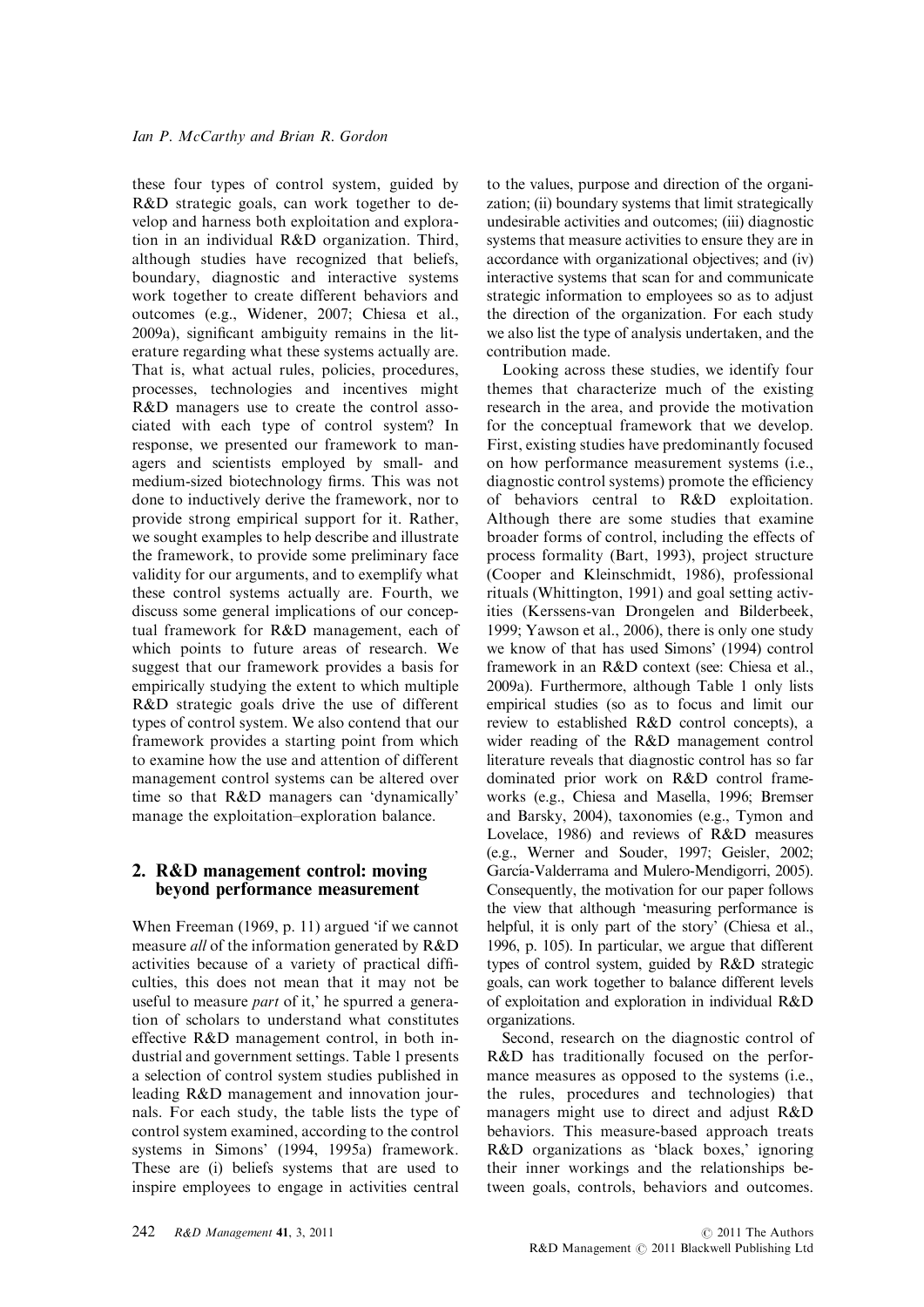these four types of control system, guided by R&D strategic goals, can work together to develop and harness both exploitation and exploration in an individual R&D organization. Third, although studies have recognized that beliefs, boundary, diagnostic and interactive systems work together to create different behaviors and outcomes (e.g., Widener, 2007; Chiesa et al., 2009a), significant ambiguity remains in the literature regarding what these systems actually are. That is, what actual rules, policies, procedures, processes, technologies and incentives might R&D managers use to create the control associated with each type of control system? In response, we presented our framework to managers and scientists employed by small- and medium-sized biotechnology firms. This was not done to inductively derive the framework, nor to provide strong empirical support for it. Rather, we sought examples to help describe and illustrate the framework, to provide some preliminary face validity for our arguments, and to exemplify what these control systems actually are. Fourth, we discuss some general implications of our conceptual framework for R&D management, each of which points to future areas of research. We suggest that our framework provides a basis for empirically studying the extent to which multiple R&D strategic goals drive the use of different types of control system. We also contend that our framework provides a starting point from which to examine how the use and attention of different management control systems can be altered over time so that R&D managers can 'dynamically' manage the exploitation–exploration balance.

## 2. R&D management control: moving beyond performance measurement

When Freeman (1969, p. 11) argued 'if we cannot measure *all* of the information generated by R&D activities because of a variety of practical difficulties, this does not mean that it may not be useful to measure *part* of it,' he spurred a generation of scholars to understand what constitutes effective R&D management control, in both industrial and government settings. Table 1 presents a selection of control system studies published in leading R&D management and innovation journals. For each study, the table lists the type of control system examined, according to the control systems in Simons' (1994, 1995a) framework. These are (i) beliefs systems that are used to inspire employees to engage in activities central to the values, purpose and direction of the organization; (ii) boundary systems that limit strategically undesirable activities and outcomes; (iii) diagnostic systems that measure activities to ensure they are in accordance with organizational objectives; and (iv) interactive systems that scan for and communicate strategic information to employees so as to adjust the direction of the organization. For each study we also list the type of analysis undertaken, and the contribution made.

Looking across these studies, we identify four themes that characterize much of the existing research in the area, and provide the motivation for the conceptual framework that we develop. First, existing studies have predominantly focused on how performance measurement systems (i.e., diagnostic control systems) promote the efficiency of behaviors central to R&D exploitation. Although there are some studies that examine broader forms of control, including the effects of process formality (Bart, 1993), project structure (Cooper and Kleinschmidt, 1986), professional rituals (Whittington, 1991) and goal setting activities (Kerssens-van Drongelen and Bilderbeek, 1999; Yawson et al., 2006), there is only one study we know of that has used Simons' (1994) control framework in an R&D context (see: Chiesa et al., 2009a). Furthermore, although Table 1 only lists empirical studies (so as to focus and limit our review to established R&D control concepts), a wider reading of the R&D management control literature reveals that diagnostic control has so far dominated prior work on R&D control frameworks (e.g., Chiesa and Masella, 1996; Bremser and Barsky, 2004), taxonomies (e.g., Tymon and Lovelace, 1986) and reviews of R&D measures (e.g., Werner and Souder, 1997; Geisler, 2002; García-Valderrama and Mulero-Mendigorri, 2005). Consequently, the motivation for our paper follows the view that although 'measuring performance is helpful, it is only part of the story' (Chiesa et al., 1996, p. 105). In particular, we argue that different types of control system, guided by R&D strategic goals, can work together to balance different levels of exploitation and exploration in individual R&D organizations.

Second, research on the diagnostic control of R&D has traditionally focused on the performance measures as opposed to the systems (i.e., the rules, procedures and technologies) that managers might use to direct and adjust R&D behaviors. This measure-based approach treats R&D organizations as 'black boxes,' ignoring their inner workings and the relationships between goals, controls, behaviors and outcomes.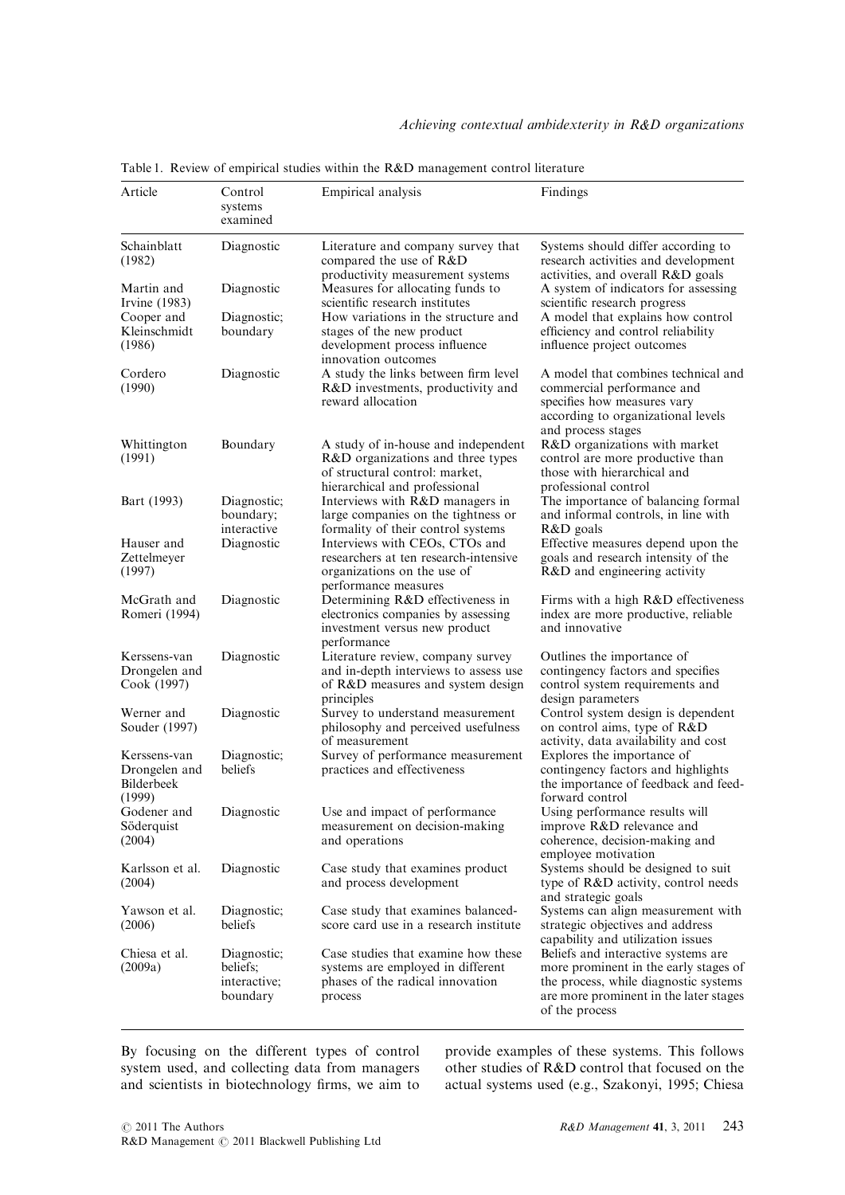Table 1. Review of empirical studies within the R&D management control literature

| Article | Control systems examined | Empirical analysis | Findings |
|---|---|---|---|
| Schainblatt (1982) | Diagnostic | Literature and company survey that compared the use of R&D productivity measurement systems | Systems should differ according to research activities and development activities, and overall R&D goals |
| Martin and Irvine (1983) | Diagnostic | Measures for allocating funds to scientific research institutes | A system of indicators for assessing scientific research progress |
| Cooper and Kleinschmidt (1986) | Diagnostic; boundary | How variations in the structure and stages of the new product development process influence innovation outcomes | A model that explains how control efficiency and control reliability influence project outcomes |
| Cordero (1990) | Diagnostic | A study the links between firm level R&D investments, productivity and reward allocation | A model that combines technical and commercial performance and specifies how measures vary according to organizational levels and process stages |
| Whittington (1991) | Boundary | A study of in-house and independent R&D organizations and three types of structural control: market, hierarchical and professional | R&D organizations with market control are more productive than those with hierarchical and professional control |
| Bart (1993) | Diagnostic; boundary; interactive | Interviews with R&D managers in large companies on the tightness or formality of their control systems | The importance of balancing formal and informal controls, in line with R&D goals |
| Hauser and Zettelmeyer (1997) | Diagnostic | Interviews with CEOs, CTOs and researchers at ten research-intensive organizations on the use of performance measures | Effective measures depend upon the goals and research intensity of the R&D and engineering activity |
| McGrath and Romeri (1994) | Diagnostic | Determining R&D effectiveness in electronics companies by assessing investment versus new product performance | Firms with a high R&D effectiveness index are more productive, reliable and innovative |
| Kerssens-van Drongelen and Cook (1997) | Diagnostic | Literature review, company survey and in-depth interviews to assess use of R&D measures and system design principles | Outlines the importance of contingency factors and specifies control system requirements and design parameters |
| Werner and Souder (1997) | Diagnostic | Survey to understand measurement philosophy and perceived usefulness of measurement | Control system design is dependent on control aims, type of R&D activity, data availability and cost |
| Kerssens-van Drongelen and Bilderbeek (1999) | Diagnostic; beliefs | Survey of performance measurement practices and effectiveness | Explores the importance of contingency factors and highlights the importance of feedback and feed-forward control |
| Godener and Söderquist (2004) | Diagnostic | Use and impact of performance measurement on decision-making and operations | Using performance results will improve R&D relevance and coherence, decision-making and employee motivation |
| Karlsson et al. (2004) | Diagnostic | Case study that examines product and process development | Systems should be designed to suit type of R&D activity, control needs and strategic goals |
| Yawson et al. (2006) | Diagnostic; beliefs | Case study that examines balanced-score card use in a research institute | Systems can align measurement with strategic objectives and address capability and utilization issues |
| Chiesa et al. (2009a) | Diagnostic; beliefs; interactive; boundary | Case studies that examine how these systems are employed in different phases of the radical innovation process | Beliefs and interactive systems are more prominent in the early stages of the process, while diagnostic systems are more prominent in the later stages of the process |

By focusing on the different types of control system used, and collecting data from managers and scientists in biotechnology firms, we aim to provide examples of these systems. This follows other studies of R&D control that focused on the actual systems used (e.g., Szakonyi, 1995; Chiesa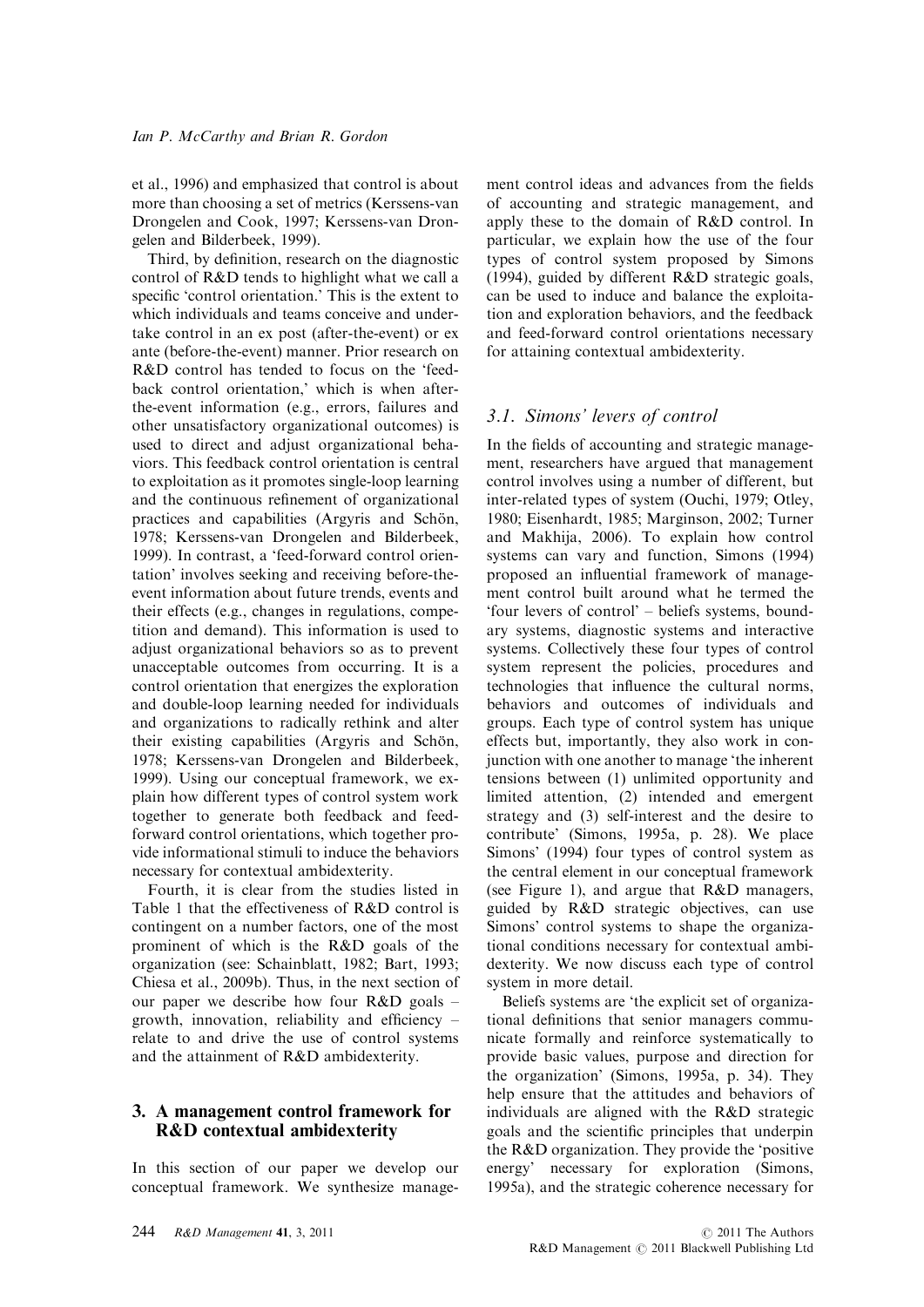et al., 1996) and emphasized that control is about more than choosing a set of metrics (Kerssens-van Drongelen and Cook, 1997; Kerssens-van Drongelen and Bilderbeek, 1999).

Third, by definition, research on the diagnostic control of R&D tends to highlight what we call a specific 'control orientation.' This is the extent to which individuals and teams conceive and undertake control in an ex post (after-the-event) or ex ante (before-the-event) manner. Prior research on R&D control has tended to focus on the 'feedback control orientation,' which is when after-the-event information (e.g., errors, failures and other unsatisfactory organizational outcomes) is used to direct and adjust organizational behaviors. This feedback control orientation is central to exploitation as it promotes single-loop learning and the continuous refinement of organizational practices and capabilities (Argyris and Schön, 1978; Kerssens-van Drongelen and Bilderbeek, 1999). In contrast, a 'feed-forward control orientation' involves seeking and receiving before-the-event information about future trends, events and their effects (e.g., changes in regulations, competition and demand). This information is used to adjust organizational behaviors so as to prevent unacceptable outcomes from occurring. It is a control orientation that energizes the exploration and double-loop learning needed for individuals and organizations to radically rethink and alter their existing capabilities (Argyris and Schön, 1978; Kerssens-van Drongelen and Bilderbeek, 1999). Using our conceptual framework, we explain how different types of control system work together to generate both feedback and feed-forward control orientations, which together provide informational stimuli to induce the behaviors necessary for contextual ambidexterity.

Fourth, it is clear from the studies listed in Table 1 that the effectiveness of R&D control is contingent on a number factors, one of the most prominent of which is the R&D goals of the organization (see: Schainblatt, 1982; Bart, 1993; Chiesa et al., 2009b). Thus, in the next section of our paper we describe how four R&D goals – growth, innovation, reliability and efficiency – relate to and drive the use of control systems and the attainment of R&D ambidexterity.

## 3. A management control framework for R&D contextual ambidexterity

In this section of our paper we develop our conceptual framework. We synthesize management control ideas and advances from the fields of accounting and strategic management, and apply these to the domain of R&D control. In particular, we explain how the use of the four types of control system proposed by Simons (1994), guided by different R&D strategic goals, can be used to induce and balance the exploitation and exploration behaviors, and the feedback and feed-forward control orientations necessary for attaining contextual ambidexterity.

### *3.1. Simons' levers of control*

In the fields of accounting and strategic management, researchers have argued that management control involves using a number of different, but inter-related types of system (Ouchi, 1979; Otley, 1980; Eisenhardt, 1985; Marginson, 2002; Turner and Makhija, 2006). To explain how control systems can vary and function, Simons (1994) proposed an influential framework of management control built around what he termed the 'four levers of control' – beliefs systems, boundary systems, diagnostic systems and interactive systems. Collectively these four types of control system represent the policies, procedures and technologies that influence the cultural norms, behaviors and outcomes of individuals and groups. Each type of control system has unique effects but, importantly, they also work in conjunction with one another to manage 'the inherent tensions between (1) unlimited opportunity and limited attention, (2) intended and emergent strategy and (3) self-interest and the desire to contribute' (Simons, 1995a, p. 28). We place Simons' (1994) four types of control system as the central element in our conceptual framework (see Figure 1), and argue that R&D managers, guided by R&D strategic objectives, can use Simons' control systems to shape the organizational conditions necessary for contextual ambidexterity. We now discuss each type of control system in more detail.

Beliefs systems are 'the explicit set of organizational definitions that senior managers communicate formally and reinforce systematically to provide basic values, purpose and direction for the organization' (Simons, 1995a, p. 34). They help ensure that the attitudes and behaviors of individuals are aligned with the R&D strategic goals and the scientific principles that underpin the R&D organization. They provide the 'positive energy' necessary for exploration (Simons, 1995a), and the strategic coherence necessary for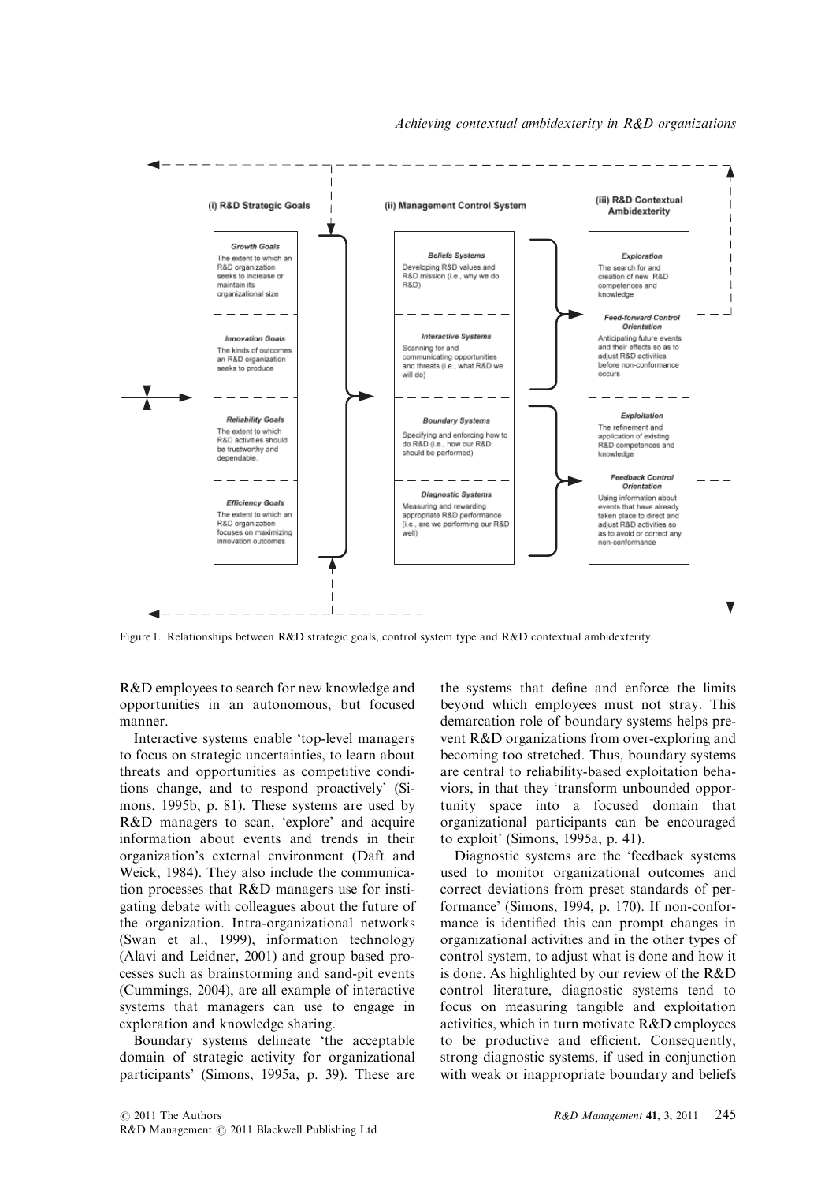**(i) R&D Strategic Goals**

- **Growth Goals**: The extent to which an R&D organization seeks to increase or maintain its organizational size
- **Innovation Goals**: The kinds of outcomes an R&D organization seeks to produce
- **Reliability Goals**: The extent to which R&D activities should be trustworthy and dependable.
- **Efficiency Goals**: The extent to which an R&D organization focuses on maximizing innovation outcomes

**(ii) Management Control System**

- **Beliefs Systems**: Developing R&D values and R&D mission (i.e., why we do R&D)
- **Interactive Systems**: Scanning for and communicating opportunities and threats (i.e., what R&D we will do)
- **Boundary Systems**: Specifying and enforcing how to do R&D (i.e., how our R&D should be performed)
- **Diagnostic Systems**: Measuring and rewarding appropriate R&D performance (i.e., are we performing our R&D well)

**(iii) R&D Contextual Ambidexterity**

- **Exploration**: The search for and creation of new R&D competences and knowledge
- **Feed-forward Control Orientation**: Anticipating future events and their effects so as to adjust R&D activities before non-conformance occurs
- **Exploitation**: The refinement and application of existing R&D competences and knowledge
- **Feedback Control Orientation**: Using information about events that have already taken place to direct and adjust R&D activities so as to avoid or correct any non-conformance

Figure 1. Relationships between R&D strategic goals, control system type and R&D contextual ambidexterity.

R&D employees to search for new knowledge and opportunities in an autonomous, but focused manner.

Interactive systems enable 'top-level managers to focus on strategic uncertainties, to learn about threats and opportunities as competitive conditions change, and to respond proactively' (Simons, 1995b, p. 81). These systems are used by R&D managers to scan, 'explore' and acquire information about events and trends in their organization's external environment (Daft and Weick, 1984). They also include the communication processes that R&D managers use for instigating debate with colleagues about the future of the organization. Intra-organizational networks (Swan et al., 1999), information technology (Alavi and Leidner, 2001) and group based processes such as brainstorming and sand-pit events (Cummings, 2004), are all example of interactive systems that managers can use to engage in exploration and knowledge sharing.

Boundary systems delineate 'the acceptable domain of strategic activity for organizational participants' (Simons, 1995a, p. 39). These are the systems that define and enforce the limits beyond which employees must not stray. This demarcation role of boundary systems helps prevent R&D organizations from over-exploring and becoming too stretched. Thus, boundary systems are central to reliability-based exploitation behaviors, in that they 'transform unbounded opportunity space into a focused domain that organizational participants can be encouraged to exploit' (Simons, 1995a, p. 41).

Diagnostic systems are the 'feedback systems used to monitor organizational outcomes and correct deviations from preset standards of performance' (Simons, 1994, p. 170). If non-conformance is identified this can prompt changes in organizational activities and in the other types of control system, to adjust what is done and how it is done. As highlighted by our review of the R&D control literature, diagnostic systems tend to focus on measuring tangible and exploitation activities, which in turn motivate R&D employees to be productive and efficient. Consequently, strong diagnostic systems, if used in conjunction with weak or inappropriate boundary and beliefs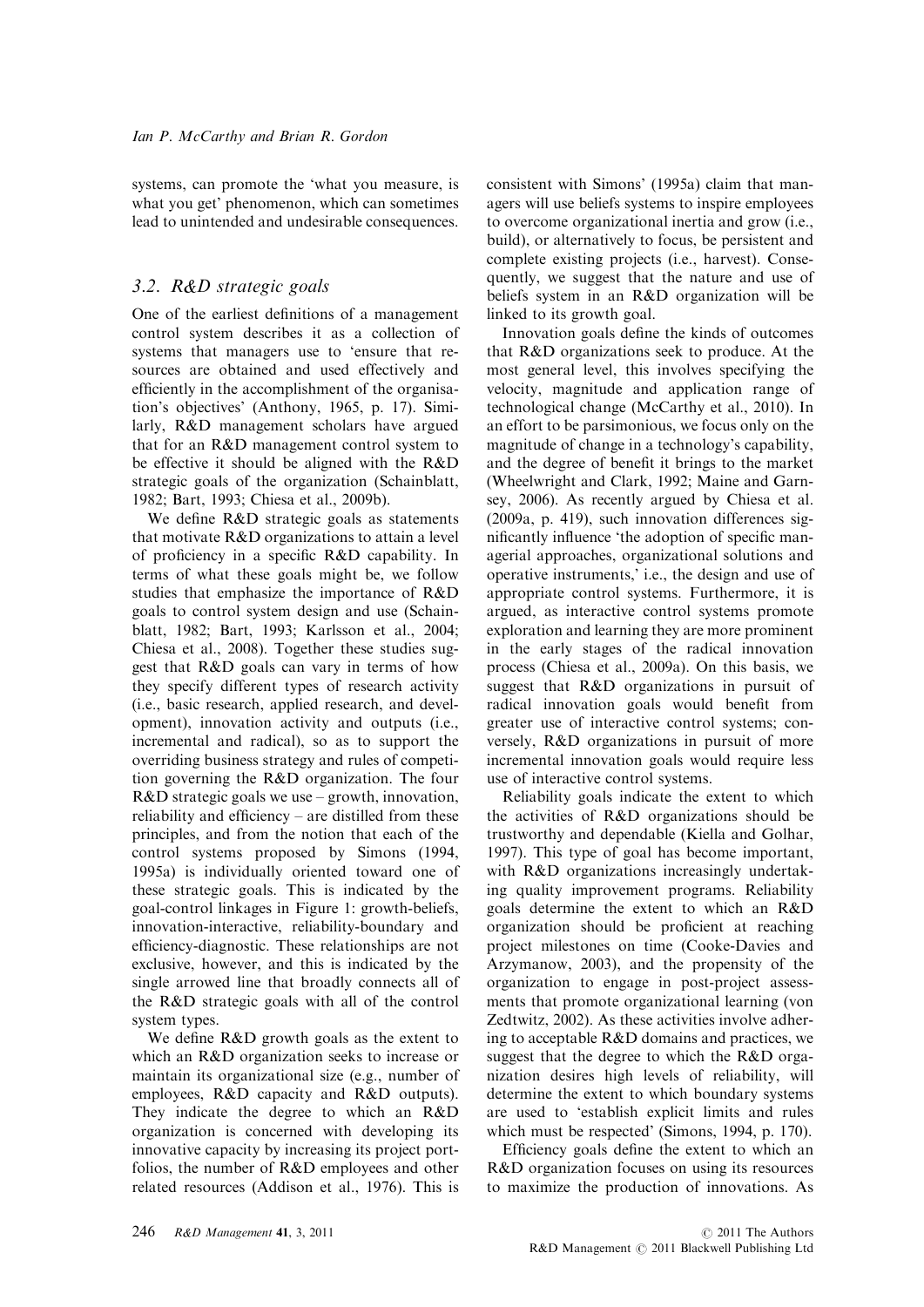systems, can promote the 'what you measure, is what you get' phenomenon, which can sometimes lead to unintended and undesirable consequences.

### 3.2. R&D strategic goals

One of the earliest definitions of a management control system describes it as a collection of systems that managers use to 'ensure that resources are obtained and used effectively and efficiently in the accomplishment of the organisation's objectives' (Anthony, 1965, p. 17). Similarly, R&D management scholars have argued that for an R&D management control system to be effective it should be aligned with the R&D strategic goals of the organization (Schainblatt, 1982; Bart, 1993; Chiesa et al., 2009b).

We define R&D strategic goals as statements that motivate R&D organizations to attain a level of proficiency in a specific R&D capability. In terms of what these goals might be, we follow studies that emphasize the importance of R&D goals to control system design and use (Schainblatt, 1982; Bart, 1993; Karlsson et al., 2004; Chiesa et al., 2008). Together these studies suggest that R&D goals can vary in terms of how they specify different types of research activity (i.e., basic research, applied research, and development), innovation activity and outputs (i.e., incremental and radical), so as to support the overriding business strategy and rules of competition governing the R&D organization. The four R&D strategic goals we use – growth, innovation, reliability and efficiency – are distilled from these principles, and from the notion that each of the control systems proposed by Simons (1994, 1995a) is individually oriented toward one of these strategic goals. This is indicated by the goal-control linkages in Figure 1: growth-beliefs, innovation-interactive, reliability-boundary and efficiency-diagnostic. These relationships are not exclusive, however, and this is indicated by the single arrowed line that broadly connects all of the R&D strategic goals with all of the control system types.

We define R&D growth goals as the extent to which an R&D organization seeks to increase or maintain its organizational size (e.g., number of employees, R&D capacity and R&D outputs). They indicate the degree to which an R&D organization is concerned with developing its innovative capacity by increasing its project portfolios, the number of R&D employees and other related resources (Addison et al., 1976). This is consistent with Simons' (1995a) claim that managers will use beliefs systems to inspire employees to overcome organizational inertia and grow (i.e., build), or alternatively to focus, be persistent and complete existing projects (i.e., harvest). Consequently, we suggest that the nature and use of beliefs system in an R&D organization will be linked to its growth goal.

Innovation goals define the kinds of outcomes that R&D organizations seek to produce. At the most general level, this involves specifying the velocity, magnitude and application range of technological change (McCarthy et al., 2010). In an effort to be parsimonious, we focus only on the magnitude of change in a technology's capability, and the degree of benefit it brings to the market (Wheelwright and Clark, 1992; Maine and Garnsey, 2006). As recently argued by Chiesa et al. (2009a, p. 419), such innovation differences significantly influence 'the adoption of specific managerial approaches, organizational solutions and operative instruments,' i.e., the design and use of appropriate control systems. Furthermore, it is argued, as interactive control systems promote exploration and learning they are more prominent in the early stages of the radical innovation process (Chiesa et al., 2009a). On this basis, we suggest that R&D organizations in pursuit of radical innovation goals would benefit from greater use of interactive control systems; conversely, R&D organizations in pursuit of more incremental innovation goals would require less use of interactive control systems.

Reliability goals indicate the extent to which the activities of R&D organizations should be trustworthy and dependable (Kiella and Golhar, 1997). This type of goal has become important, with R&D organizations increasingly undertaking quality improvement programs. Reliability goals determine the extent to which an R&D organization should be proficient at reaching project milestones on time (Cooke-Davies and Arzymanow, 2003), and the propensity of the organization to engage in post-project assessments that promote organizational learning (von Zedtwitz, 2002). As these activities involve adhering to acceptable R&D domains and practices, we suggest that the degree to which the R&D organization desires high levels of reliability, will determine the extent to which boundary systems are used to 'establish explicit limits and rules which must be respected' (Simons, 1994, p. 170).

Efficiency goals define the extent to which an R&D organization focuses on using its resources to maximize the production of innovations. As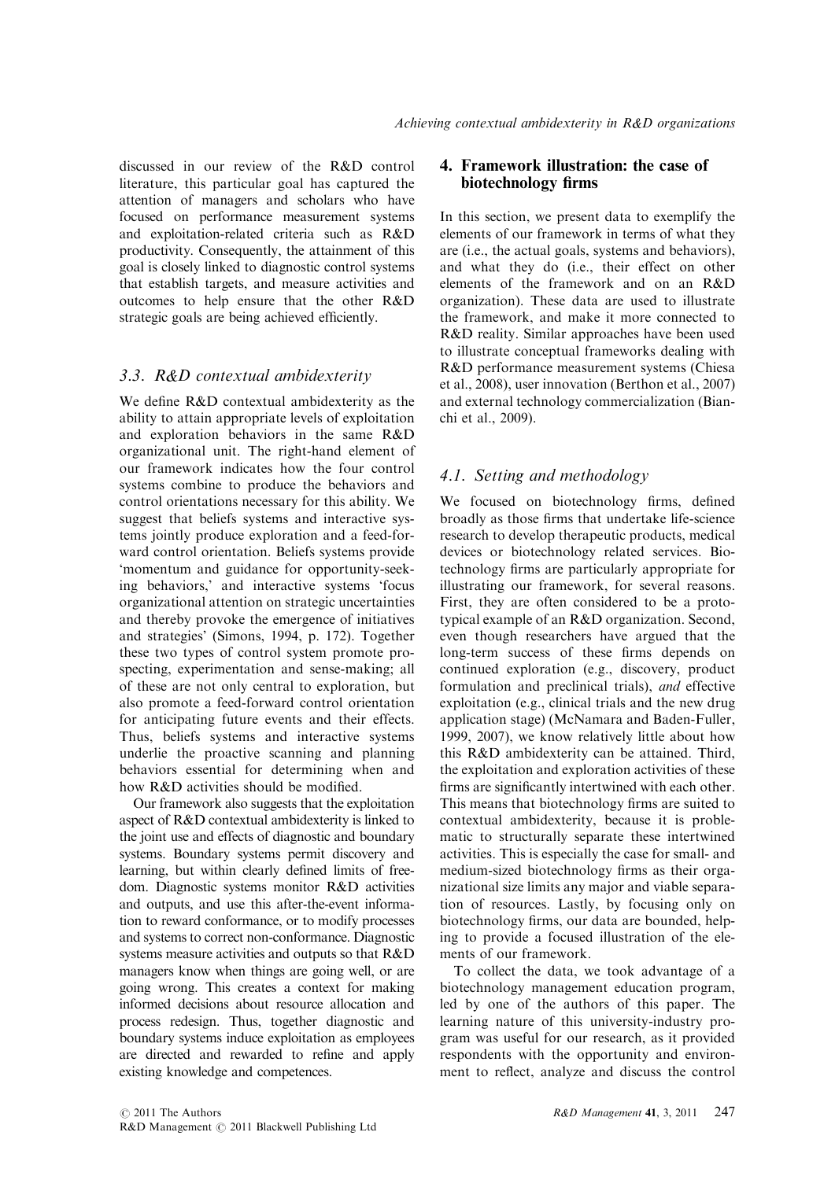discussed in our review of the R&D control literature, this particular goal has captured the attention of managers and scholars who have focused on performance measurement systems and exploitation-related criteria such as R&D productivity. Consequently, the attainment of this goal is closely linked to diagnostic control systems that establish targets, and measure activities and outcomes to help ensure that the other R&D strategic goals are being achieved efficiently.

### 3.3. R&D contextual ambidexterity

We define R&D contextual ambidexterity as the ability to attain appropriate levels of exploitation and exploration behaviors in the same R&D organizational unit. The right-hand element of our framework indicates how the four control systems combine to produce the behaviors and control orientations necessary for this ability. We suggest that beliefs systems and interactive systems jointly produce exploration and a feed-forward control orientation. Beliefs systems provide 'momentum and guidance for opportunity-seeking behaviors,' and interactive systems 'focus organizational attention on strategic uncertainties and thereby provoke the emergence of initiatives and strategies' (Simons, 1994, p. 172). Together these two types of control system promote prospecting, experimentation and sense-making; all of these are not only central to exploration, but also promote a feed-forward control orientation for anticipating future events and their effects. Thus, beliefs systems and interactive systems underlie the proactive scanning and planning behaviors essential for determining when and how R&D activities should be modified.

Our framework also suggests that the exploitation aspect of R&D contextual ambidexterity is linked to the joint use and effects of diagnostic and boundary systems. Boundary systems permit discovery and learning, but within clearly defined limits of freedom. Diagnostic systems monitor R&D activities and outputs, and use this after-the-event information to reward conformance, or to modify processes and systems to correct non-conformance. Diagnostic systems measure activities and outputs so that R&D managers know when things are going well, or are going wrong. This creates a context for making informed decisions about resource allocation and process redesign. Thus, together diagnostic and boundary systems induce exploitation as employees are directed and rewarded to refine and apply existing knowledge and competences.

## 4. Framework illustration: the case of biotechnology firms

In this section, we present data to exemplify the elements of our framework in terms of what they are (i.e., the actual goals, systems and behaviors), and what they do (i.e., their effect on other elements of the framework and on an R&D organization). These data are used to illustrate the framework, and make it more connected to R&D reality. Similar approaches have been used to illustrate conceptual frameworks dealing with R&D performance measurement systems (Chiesa et al., 2008), user innovation (Berthon et al., 2007) and external technology commercialization (Bianchi et al., 2009).

### 4.1. Setting and methodology

We focused on biotechnology firms, defined broadly as those firms that undertake life-science research to develop therapeutic products, medical devices or biotechnology related services. Biotechnology firms are particularly appropriate for illustrating our framework, for several reasons. First, they are often considered to be a prototypical example of an R&D organization. Second, even though researchers have argued that the long-term success of these firms depends on continued exploration (e.g., discovery, product formulation and preclinical trials), *and* effective exploitation (e.g., clinical trials and the new drug application stage) (McNamara and Baden-Fuller, 1999, 2007), we know relatively little about how this R&D ambidexterity can be attained. Third, the exploitation and exploration activities of these firms are significantly intertwined with each other. This means that biotechnology firms are suited to contextual ambidexterity, because it is problematic to structurally separate these intertwined activities. This is especially the case for small- and medium-sized biotechnology firms as their organizational size limits any major and viable separation of resources. Lastly, by focusing only on biotechnology firms, our data are bounded, helping to provide a focused illustration of the elements of our framework.

To collect the data, we took advantage of a biotechnology management education program, led by one of the authors of this paper. The learning nature of this university-industry program was useful for our research, as it provided respondents with the opportunity and environment to reflect, analyze and discuss the control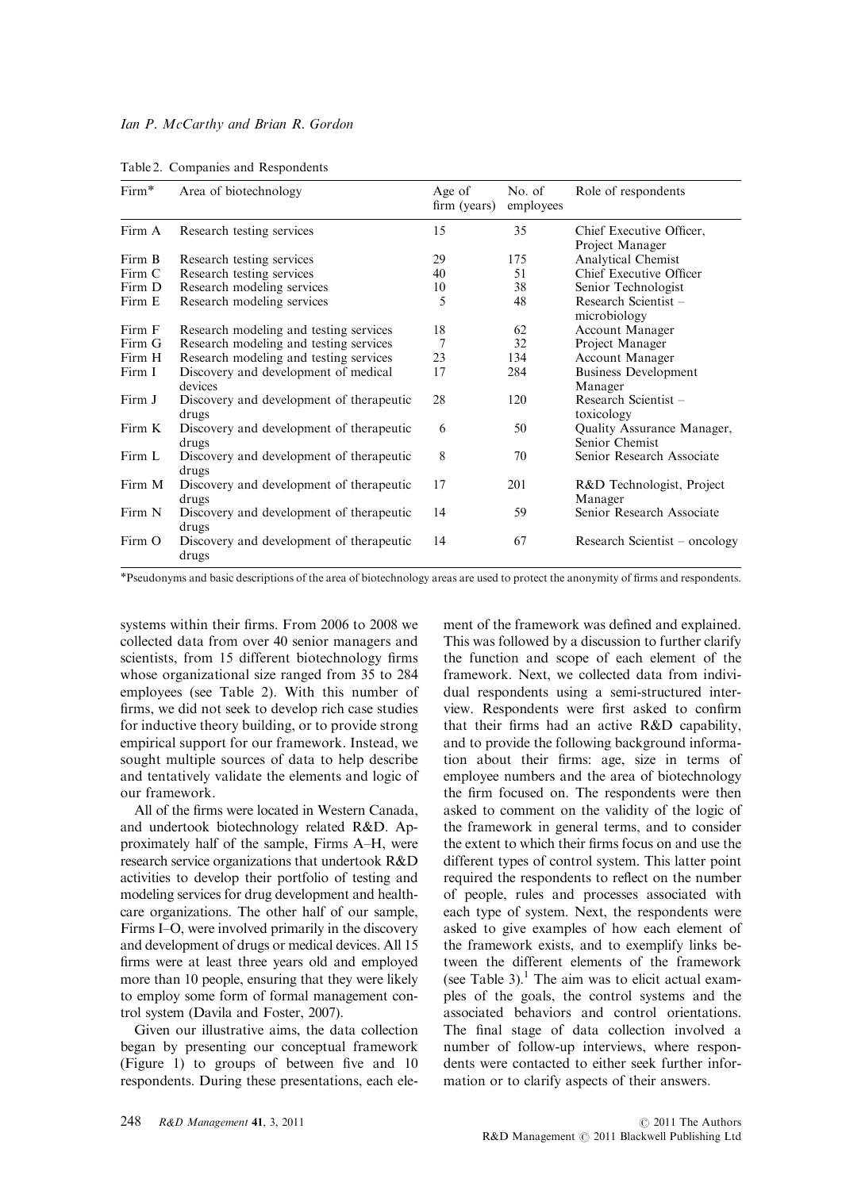Table 2. Companies and Respondents

| Firm* | Area of biotechnology | Age of firm (years) | No. of employees | Role of respondents |
|---|---|---|---|---|
| Firm A | Research testing services | 15 | 35 | Chief Executive Officer, Project Manager |
| Firm B | Research testing services | 29 | 175 | Analytical Chemist |
| Firm C | Research testing services | 40 | 51 | Chief Executive Officer |
| Firm D | Research modeling services | 10 | 38 | Senior Technologist |
| Firm E | Research modeling services | 5 | 48 | Research Scientist – microbiology |
| Firm F | Research modeling and testing services | 18 | 62 | Account Manager |
| Firm G | Research modeling and testing services | 7 | 32 | Project Manager |
| Firm H | Research modeling and testing services | 23 | 134 | Account Manager |
| Firm I | Discovery and development of medical devices | 17 | 284 | Business Development Manager |
| Firm J | Discovery and development of therapeutic drugs | 28 | 120 | Research Scientist – toxicology |
| Firm K | Discovery and development of therapeutic drugs | 6 | 50 | Quality Assurance Manager, Senior Chemist |
| Firm L | Discovery and development of therapeutic drugs | 8 | 70 | Senior Research Associate |
| Firm M | Discovery and development of therapeutic drugs | 17 | 201 | R&D Technologist, Project Manager |
| Firm N | Discovery and development of therapeutic drugs | 14 | 59 | Senior Research Associate |
| Firm O | Discovery and development of therapeutic drugs | 14 | 67 | Research Scientist – oncology |

*Pseudonyms and basic descriptions of the area of biotechnology areas are used to protect the anonymity of firms and respondents.

systems within their firms. From 2006 to 2008 we collected data from over 40 senior managers and scientists, from 15 different biotechnology firms whose organizational size ranged from 35 to 284 employees (see Table 2). With this number of firms, we did not seek to develop rich case studies for inductive theory building, or to provide strong empirical support for our framework. Instead, we sought multiple sources of data to help describe and tentatively validate the elements and logic of our framework.

All of the firms were located in Western Canada, and undertook biotechnology related R&D. Approximately half of the sample, Firms A–H, were research service organizations that undertook R&D activities to develop their portfolio of testing and modeling services for drug development and healthcare organizations. The other half of our sample, Firms I–O, were involved primarily in the discovery and development of drugs or medical devices. All 15 firms were at least three years old and employed more than 10 people, ensuring that they were likely to employ some form of formal management control system (Davila and Foster, 2007).

Given our illustrative aims, the data collection began by presenting our conceptual framework (Figure 1) to groups of between five and 10 respondents. During these presentations, each element of the framework was defined and explained. This was followed by a discussion to further clarify the function and scope of each element of the framework. Next, we collected data from individual respondents using a semi-structured interview. Respondents were first asked to confirm that their firms had an active R&D capability, and to provide the following background information about their firms: age, size in terms of employee numbers and the area of biotechnology the firm focused on. The respondents were then asked to comment on the validity of the logic of the framework in general terms, and to consider the extent to which their firms focus on and use the different types of control system. This latter point required the respondents to reflect on the number of people, rules and processes associated with each type of system. Next, the respondents were asked to give examples of how each element of the framework exists, and to exemplify links between the different elements of the framework (see Table 3).[1] The aim was to elicit actual examples of the goals, the control systems and the associated behaviors and control orientations. The final stage of data collection involved a number of follow-up interviews, where respondents were contacted to either seek further information or to clarify aspects of their answers.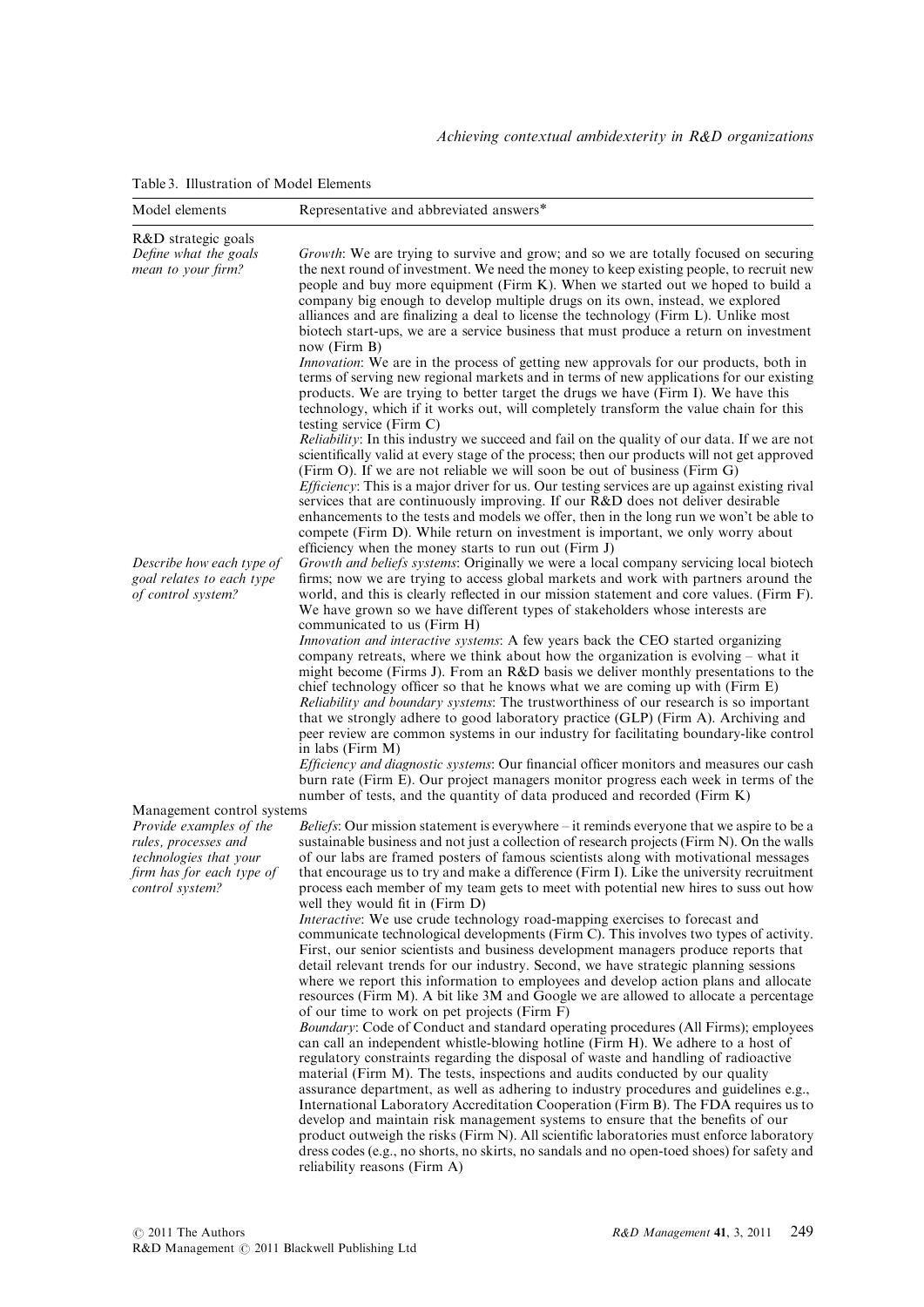Table 3. Illustration of Model Elements

| Model elements | Representative and abbreviated answers* |
|---|---|
| R&D strategic goals | |
| *Define what the goals mean to your firm?* | *Growth*: We are trying to survive and grow; and so we are totally focused on securing the next round of investment. We need the money to keep existing people, to recruit new people and buy more equipment (Firm K). When we started out we hoped to build a company big enough to develop multiple drugs on its own, instead, we explored alliances and are finalizing a deal to license the technology (Firm L). Unlike most biotech start-ups, we are a service business that must produce a return on investment now (Firm B)<br>*Innovation*: We are in the process of getting new approvals for our products, both in terms of serving new regional markets and in terms of new applications for our existing products. We are trying to better target the drugs we have (Firm I). We have this technology, which if it works out, will completely transform the value chain for this testing service (Firm C)<br>*Reliability*: In this industry we succeed and fail on the quality of our data. If we are not scientifically valid at every stage of the process; then our products will not get approved (Firm O). If we are not reliable we will soon be out of business (Firm G)<br>*Efficiency*: This is a major driver for us. Our testing services are up against existing rival services that are continuously improving. If our R&D does not deliver desirable enhancements to the tests and models we offer, then in the long run we won't be able to compete (Firm D). While return on investment is important, we only worry about efficiency when the money starts to run out (Firm J) |
| *Describe how each type of goal relates to each type of control system?* | *Growth and beliefs systems*: Originally we were a local company servicing local biotech firms; now we are trying to access global markets and work with partners around the world, and this is clearly reflected in our mission statement and core values. (Firm F). We have grown so we have different types of stakeholders whose interests are communicated to us (Firm H)<br>*Innovation and interactive systems*: A few years back the CEO started organizing company retreats, where we think about how the organization is evolving – what it might become (Firms J). From an R&D basis we deliver monthly presentations to the chief technology officer so that he knows what we are coming up with (Firm E)<br>*Reliability and boundary systems*: The trustworthiness of our research is so important that we strongly adhere to good laboratory practice (GLP) (Firm A). Archiving and peer review are common systems in our industry for facilitating boundary-like control in labs (Firm M)<br>*Efficiency and diagnostic systems*: Our financial officer monitors and measures our cash burn rate (Firm E). Our project managers monitor progress each week in terms of the number of tests, and the quantity of data produced and recorded (Firm K) |
| Management control systems | |
| *Provide examples of the rules, processes and technologies that your firm has for each type of control system?* | *Beliefs*: Our mission statement is everywhere – it reminds everyone that we aspire to be a sustainable business and not just a collection of research projects (Firm N). On the walls of our labs are framed posters of famous scientists along with motivational messages that encourage us to try and make a difference (Firm I). Like the university recruitment process each member of my team gets to meet with potential new hires to suss out how well they would fit in (Firm D)<br>*Interactive*: We use crude technology road-mapping exercises to forecast and communicate technological developments (Firm C). This involves two types of activity. First, our senior scientists and business development managers produce reports that detail relevant trends for our industry. Second, we have strategic planning sessions where we report this information to employees and develop action plans and allocate resources (Firm M). A bit like 3M and Google we are allowed to allocate a percentage of our time to work on pet projects (Firm F)<br>*Boundary*: Code of Conduct and standard operating procedures (All Firms); employees can call an independent whistle-blowing hotline (Firm H). We adhere to a host of regulatory constraints regarding the disposal of waste and handling of radioactive material (Firm M). The tests, inspections and audits conducted by our quality assurance department, as well as adhering to industry procedures and guidelines e.g., International Laboratory Accreditation Cooperation (Firm B). The FDA requires us to develop and maintain risk management systems to ensure that the benefits of our product outweigh the risks (Firm N). All scientific laboratories must enforce laboratory dress codes (e.g., no shorts, no skirts, no sandals and no open-toed shoes) for safety and reliability reasons (Firm A) |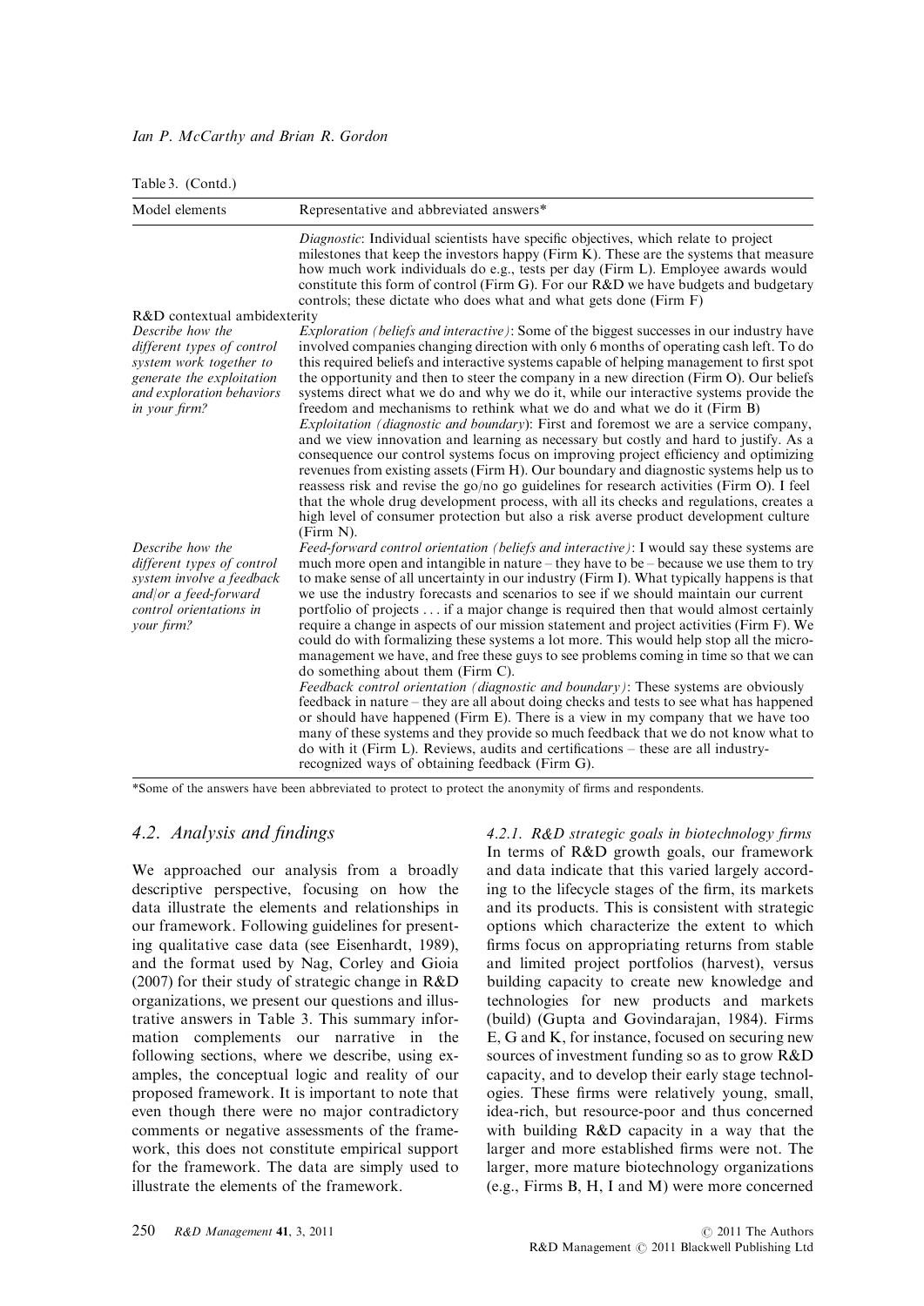Table 3. (Contd.)

| Model elements | Representative and abbreviated answers* |
|---|---|
| | *Diagnostic*: Individual scientists have specific objectives, which relate to project milestones that keep the investors happy (Firm K). These are the systems that measure how much work individuals do e.g., tests per day (Firm L). Employee awards would constitute this form of control (Firm G). For our R&D we have budgets and budgetary controls; these dictate who does what and what gets done (Firm F) |
| R&D contextual ambidexterity | |
| *Describe how the different types of control system work together to generate the exploitation and exploration behaviors in your firm?* | *Exploration (beliefs and interactive)*: Some of the biggest successes in our industry have involved companies changing direction with only 6 months of operating cash left. To do this required beliefs and interactive systems capable of helping management to first spot the opportunity and then to steer the company in a new direction (Firm O). Our beliefs systems direct what we do and why we do it, while our interactive systems provide the freedom and mechanisms to rethink what we do and what we do it (Firm B) *Exploitation (diagnostic and boundary)*: First and foremost we are a service company, and we view innovation and learning as necessary but costly and hard to justify. As a consequence our control systems focus on improving project efficiency and optimizing revenues from existing assets (Firm H). Our boundary and diagnostic systems help us to reassess risk and revise the go/no go guidelines for research activities (Firm O). I feel that the whole drug development process, with all its checks and regulations, creates a high level of consumer protection but also a risk averse product development culture (Firm N). |
| *Describe how the different types of control system involve a feedback and/or a feed-forward control orientations in your firm?* | *Feed-forward control orientation (beliefs and interactive)*: I would say these systems are much more open and intangible in nature – they have to be – because we use them to try to make sense of all uncertainty in our industry (Firm I). What typically happens is that we use the industry forecasts and scenarios to see if we should maintain our current portfolio of projects ... if a major change is required then that would almost certainly require a change in aspects of our mission statement and project activities (Firm F). We could do with formalizing these systems a lot more. This would help stop all the micro-management we have, and free these guys to see problems coming in time so that we can do something about them (Firm C). *Feedback control orientation (diagnostic and boundary)*: These systems are obviously feedback in nature – they are all about doing checks and tests to see what has happened or should have happened (Firm E). There is a view in my company that we have too many of these systems and they provide so much feedback that we do not know what to do with it (Firm L). Reviews, audits and certifications – these are all industry-recognized ways of obtaining feedback (Firm G). |

*Some of the answers have been abbreviated to protect to protect the anonymity of firms and respondents.

## 4.2. Analysis and findings

We approached our analysis from a broadly descriptive perspective, focusing on how the data illustrate the elements and relationships in our framework. Following guidelines for presenting qualitative case data (see Eisenhardt, 1989), and the format used by Nag, Corley and Gioia (2007) for their study of strategic change in R&D organizations, we present our questions and illustrative answers in Table 3. This summary information complements our narrative in the following sections, where we describe, using examples, the conceptual logic and reality of our proposed framework. It is important to note that even though there were no major contradictory comments or negative assessments of the framework, this does not constitute empirical support for the framework. The data are simply used to illustrate the elements of the framework.

### 4.2.1. R&D strategic goals in biotechnology firms

In terms of R&D growth goals, our framework and data indicate that this varied largely according to the lifecycle stages of the firm, its markets and its products. This is consistent with strategic options which characterize the extent to which firms focus on appropriating returns from stable and limited project portfolios (harvest), versus building capacity to create new knowledge and technologies for new products and markets (build) (Gupta and Govindarajan, 1984). Firms E, G and K, for instance, focused on securing new sources of investment funding so as to grow R&D capacity, and to develop their early stage technologies. These firms were relatively young, small, idea-rich, but resource-poor and thus concerned with building R&D capacity in a way that the larger and more established firms were not. The larger, more mature biotechnology organizations (e.g., Firms B, H, I and M) were more concerned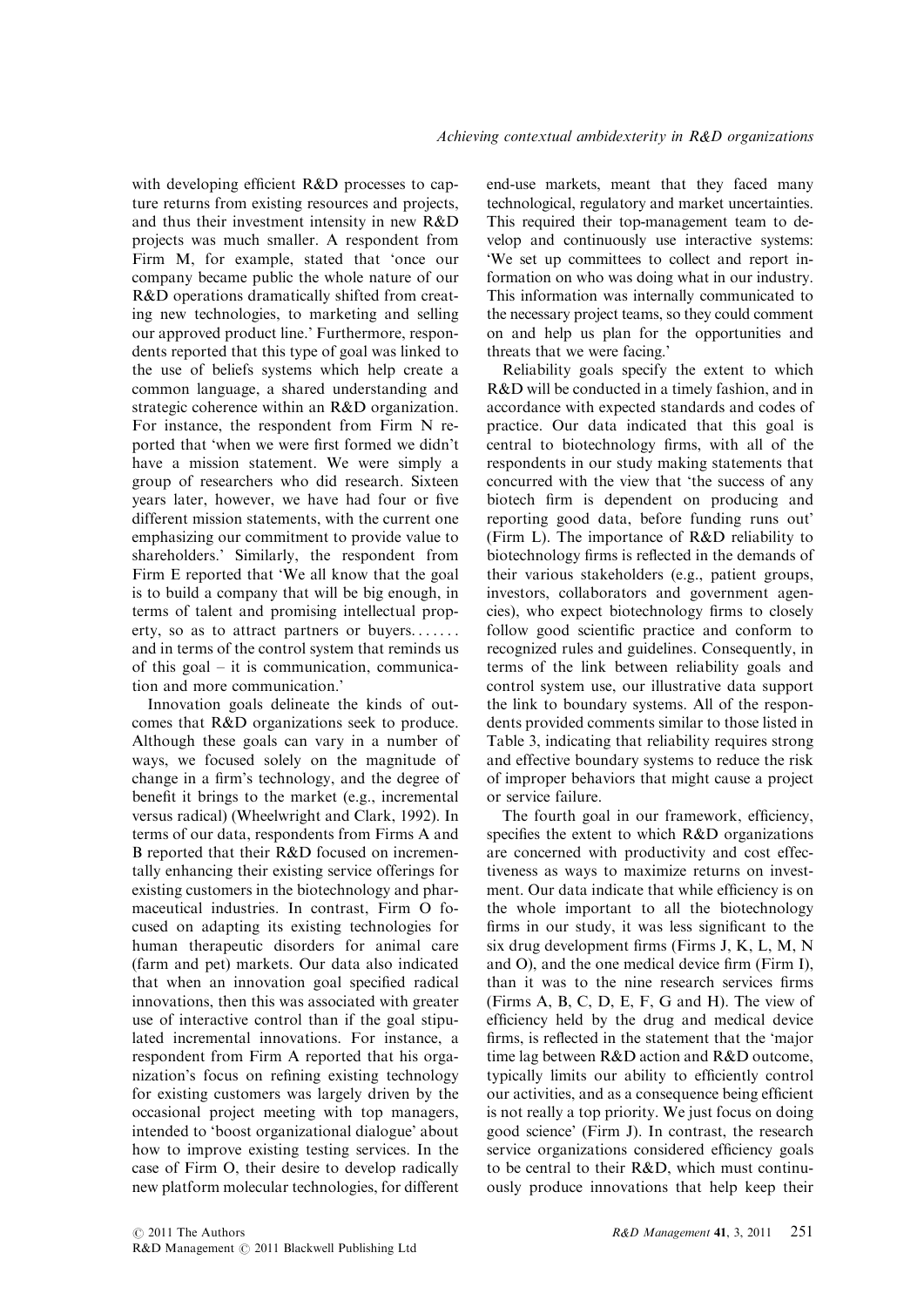with developing efficient R&D processes to capture returns from existing resources and projects, and thus their investment intensity in new R&D projects was much smaller. A respondent from Firm M, for example, stated that 'once our company became public the whole nature of our R&D operations dramatically shifted from creating new technologies, to marketing and selling our approved product line.' Furthermore, respondents reported that this type of goal was linked to the use of beliefs systems which help create a common language, a shared understanding and strategic coherence within an R&D organization. For instance, the respondent from Firm N reported that 'when we were first formed we didn't have a mission statement. We were simply a group of researchers who did research. Sixteen years later, however, we have had four or five different mission statements, with the current one emphasizing our commitment to provide value to shareholders.' Similarly, the respondent from Firm E reported that 'We all know that the goal is to build a company that will be big enough, in terms of talent and promising intellectual property, so as to attract partners or buyers....... and in terms of the control system that reminds us of this goal – it is communication, communication and more communication.'

Innovation goals delineate the kinds of outcomes that R&D organizations seek to produce. Although these goals can vary in a number of ways, we focused solely on the magnitude of change in a firm's technology, and the degree of benefit it brings to the market (e.g., incremental versus radical) (Wheelwright and Clark, 1992). In terms of our data, respondents from Firms A and B reported that their R&D focused on incrementally enhancing their existing service offerings for existing customers in the biotechnology and pharmaceutical industries. In contrast, Firm O focused on adapting its existing technologies for human therapeutic disorders for animal care (farm and pet) markets. Our data also indicated that when an innovation goal specified radical innovations, then this was associated with greater use of interactive control than if the goal stipulated incremental innovations. For instance, a respondent from Firm A reported that his organization's focus on refining existing technology for existing customers was largely driven by the occasional project meeting with top managers, intended to 'boost organizational dialogue' about how to improve existing testing services. In the case of Firm O, their desire to develop radically new platform molecular technologies, for different end-use markets, meant that they faced many technological, regulatory and market uncertainties. This required their top-management team to develop and continuously use interactive systems: 'We set up committees to collect and report information on who was doing what in our industry. This information was internally communicated to the necessary project teams, so they could comment on and help us plan for the opportunities and threats that we were facing.'

Reliability goals specify the extent to which R&D will be conducted in a timely fashion, and in accordance with expected standards and codes of practice. Our data indicated that this goal is central to biotechnology firms, with all of the respondents in our study making statements that concurred with the view that 'the success of any biotech firm is dependent on producing and reporting good data, before funding runs out' (Firm L). The importance of R&D reliability to biotechnology firms is reflected in the demands of their various stakeholders (e.g., patient groups, investors, collaborators and government agencies), who expect biotechnology firms to closely follow good scientific practice and conform to recognized rules and guidelines. Consequently, in terms of the link between reliability goals and control system use, our illustrative data support the link to boundary systems. All of the respondents provided comments similar to those listed in Table 3, indicating that reliability requires strong and effective boundary systems to reduce the risk of improper behaviors that might cause a project or service failure.

The fourth goal in our framework, efficiency, specifies the extent to which R&D organizations are concerned with productivity and cost effectiveness as ways to maximize returns on investment. Our data indicate that while efficiency is on the whole important to all the biotechnology firms in our study, it was less significant to the six drug development firms (Firms J, K, L, M, N and O), and the one medical device firm (Firm I), than it was to the nine research services firms (Firms A, B, C, D, E, F, G and H). The view of efficiency held by the drug and medical device firms, is reflected in the statement that the 'major time lag between R&D action and R&D outcome, typically limits our ability to efficiently control our activities, and as a consequence being efficient is not really a top priority. We just focus on doing good science' (Firm J). In contrast, the research service organizations considered efficiency goals to be central to their R&D, which must continuously produce innovations that help keep their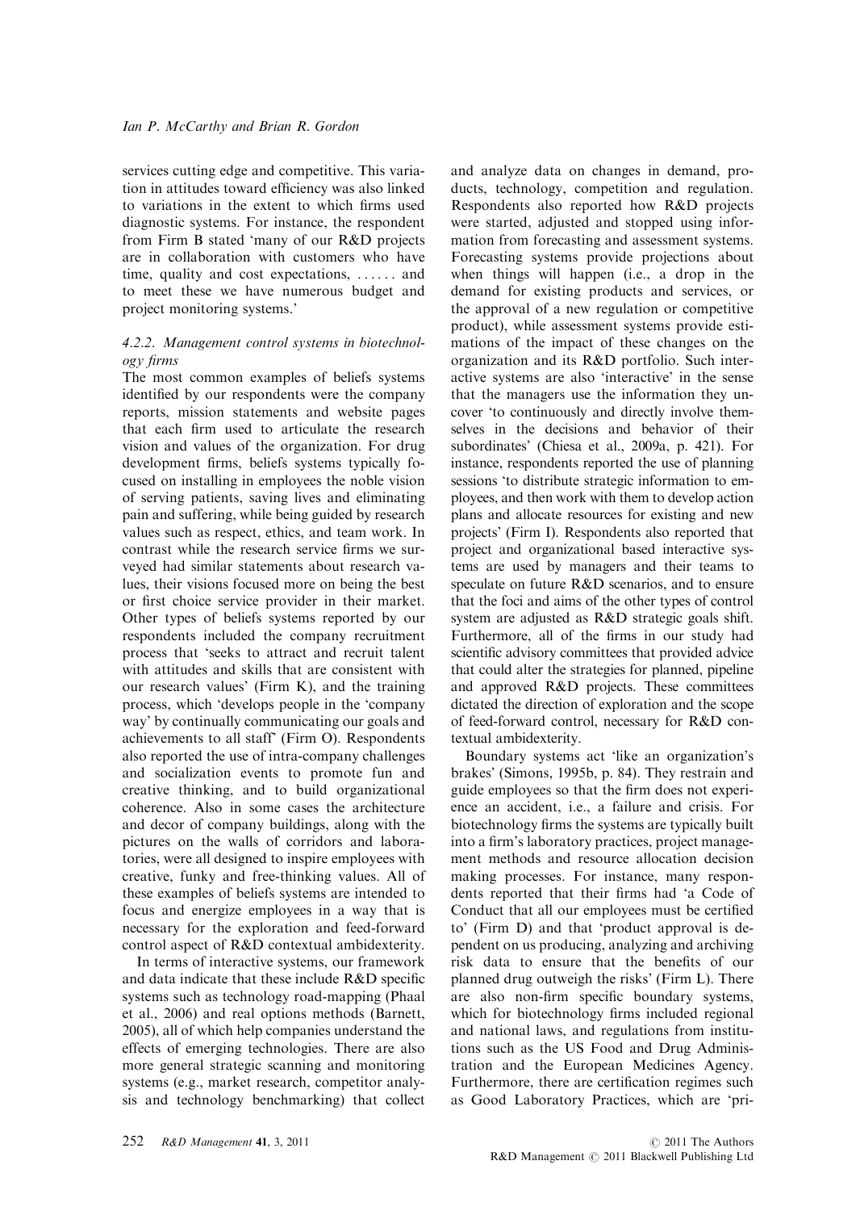services cutting edge and competitive. This variation in attitudes toward efficiency was also linked to variations in the extent to which firms used diagnostic systems. For instance, the respondent from Firm B stated 'many of our R&D projects are in collaboration with customers who have time, quality and cost expectations, ...... and to meet these we have numerous budget and project monitoring systems.'

#### 4.2.2. Management control systems in biotechnology firms

The most common examples of beliefs systems identified by our respondents were the company reports, mission statements and website pages that each firm used to articulate the research vision and values of the organization. For drug development firms, beliefs systems typically focused on installing in employees the noble vision of serving patients, saving lives and eliminating pain and suffering, while being guided by research values such as respect, ethics, and team work. In contrast while the research service firms we surveyed had similar statements about research values, their visions focused more on being the best or first choice service provider in their market. Other types of beliefs systems reported by our respondents included the company recruitment process that 'seeks to attract and recruit talent with attitudes and skills that are consistent with our research values' (Firm K), and the training process, which 'develops people in the 'company way' by continually communicating our goals and achievements to all staff' (Firm O). Respondents also reported the use of intra-company challenges and socialization events to promote fun and creative thinking, and to build organizational coherence. Also in some cases the architecture and decor of company buildings, along with the pictures on the walls of corridors and laboratories, were all designed to inspire employees with creative, funky and free-thinking values. All of these examples of beliefs systems are intended to focus and energize employees in a way that is necessary for the exploration and feed-forward control aspect of R&D contextual ambidexterity.

In terms of interactive systems, our framework and data indicate that these include R&D specific systems such as technology road-mapping (Phaal et al., 2006) and real options methods (Barnett, 2005), all of which help companies understand the effects of emerging technologies. There are also more general strategic scanning and monitoring systems (e.g., market research, competitor analysis and technology benchmarking) that collect and analyze data on changes in demand, products, technology, competition and regulation. Respondents also reported how R&D projects were started, adjusted and stopped using information from forecasting and assessment systems. Forecasting systems provide projections about when things will happen (i.e., a drop in the demand for existing products and services, or the approval of a new regulation or competitive product), while assessment systems provide estimations of the impact of these changes on the organization and its R&D portfolio. Such interactive systems are also 'interactive' in the sense that the managers use the information they uncover 'to continuously and directly involve themselves in the decisions and behavior of their subordinates' (Chiesa et al., 2009a, p. 421). For instance, respondents reported the use of planning sessions 'to distribute strategic information to employees, and then work with them to develop action plans and allocate resources for existing and new projects' (Firm I). Respondents also reported that project and organizational based interactive systems are used by managers and their teams to speculate on future R&D scenarios, and to ensure that the foci and aims of the other types of control system are adjusted as R&D strategic goals shift. Furthermore, all of the firms in our study had scientific advisory committees that provided advice that could alter the strategies for planned, pipeline and approved R&D projects. These committees dictated the direction of exploration and the scope of feed-forward control, necessary for R&D contextual ambidexterity.

Boundary systems act 'like an organization's brakes' (Simons, 1995b, p. 84). They restrain and guide employees so that the firm does not experience an accident, i.e., a failure and crisis. For biotechnology firms the systems are typically built into a firm's laboratory practices, project management methods and resource allocation decision making processes. For instance, many respondents reported that their firms had 'a Code of Conduct that all our employees must be certified to' (Firm D) and that 'product approval is dependent on us producing, analyzing and archiving risk data to ensure that the benefits of our planned drug outweigh the risks' (Firm L). There are also non-firm specific boundary systems, which for biotechnology firms included regional and national laws, and regulations from institutions such as the US Food and Drug Administration and the European Medicines Agency. Furthermore, there are certification regimes such as Good Laboratory Practices, which are 'pri-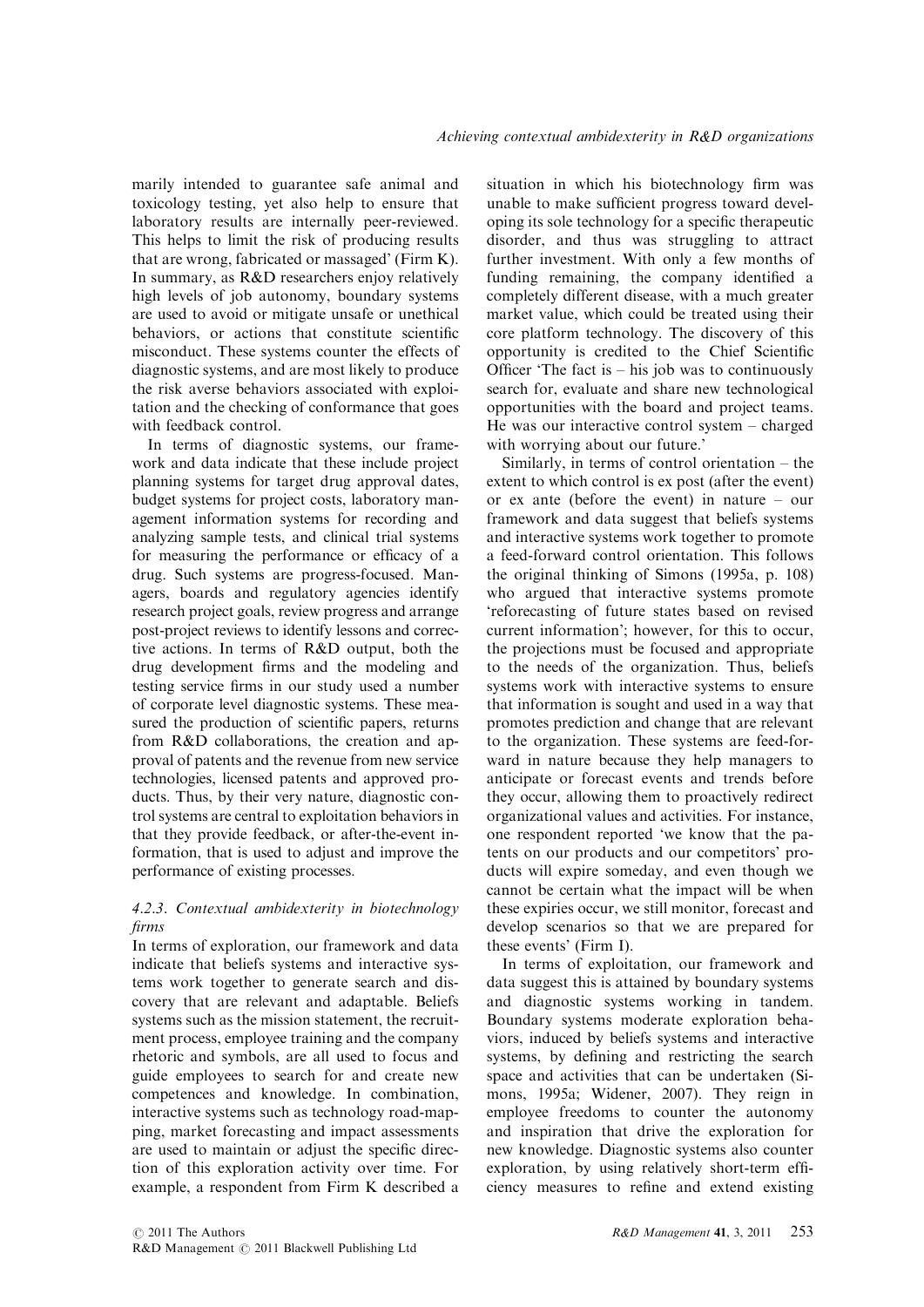marily intended to guarantee safe animal and toxicology testing, yet also help to ensure that laboratory results are internally peer-reviewed. This helps to limit the risk of producing results that are wrong, fabricated or massaged' (Firm K). In summary, as R&D researchers enjoy relatively high levels of job autonomy, boundary systems are used to avoid or mitigate unsafe or unethical behaviors, or actions that constitute scientific misconduct. These systems counter the effects of diagnostic systems, and are most likely to produce the risk averse behaviors associated with exploitation and the checking of conformance that goes with feedback control.

In terms of diagnostic systems, our framework and data indicate that these include project planning systems for target drug approval dates, budget systems for project costs, laboratory management information systems for recording and analyzing sample tests, and clinical trial systems for measuring the performance or efficacy of a drug. Such systems are progress-focused. Managers, boards and regulatory agencies identify research project goals, review progress and arrange post-project reviews to identify lessons and corrective actions. In terms of R&D output, both the drug development firms and the modeling and testing service firms in our study used a number of corporate level diagnostic systems. These measured the production of scientific papers, returns from R&D collaborations, the creation and approval of patents and the revenue from new service technologies, licensed patents and approved products. Thus, by their very nature, diagnostic control systems are central to exploitation behaviors in that they provide feedback, or after-the-event information, that is used to adjust and improve the performance of existing processes.

#### *4.2.3. Contextual ambidexterity in biotechnology firms*

In terms of exploration, our framework and data indicate that beliefs systems and interactive systems work together to generate search and discovery that are relevant and adaptable. Beliefs systems such as the mission statement, the recruitment process, employee training and the company rhetoric and symbols, are all used to focus and guide employees to search for and create new competences and knowledge. In combination, interactive systems such as technology road-mapping, market forecasting and impact assessments are used to maintain or adjust the specific direction of this exploration activity over time. For example, a respondent from Firm K described a situation in which his biotechnology firm was unable to make sufficient progress toward developing its sole technology for a specific therapeutic disorder, and thus was struggling to attract further investment. With only a few months of funding remaining, the company identified a completely different disease, with a much greater market value, which could be treated using their core platform technology. The discovery of this opportunity is credited to the Chief Scientific Officer 'The fact is – his job was to continuously search for, evaluate and share new technological opportunities with the board and project teams. He was our interactive control system – charged with worrying about our future.'

Similarly, in terms of control orientation – the extent to which control is ex post (after the event) or ex ante (before the event) in nature – our framework and data suggest that beliefs systems and interactive systems work together to promote a feed-forward control orientation. This follows the original thinking of Simons (1995a, p. 108) who argued that interactive systems promote 'reforecasting of future states based on revised current information'; however, for this to occur, the projections must be focused and appropriate to the needs of the organization. Thus, beliefs systems work with interactive systems to ensure that information is sought and used in a way that promotes prediction and change that are relevant to the organization. These systems are feed-forward in nature because they help managers to anticipate or forecast events and trends before they occur, allowing them to proactively redirect organizational values and activities. For instance, one respondent reported 'we know that the patents on our products and our competitors' products will expire someday, and even though we cannot be certain what the impact will be when these expiries occur, we still monitor, forecast and develop scenarios so that we are prepared for these events' (Firm I).

In terms of exploitation, our framework and data suggest this is attained by boundary systems and diagnostic systems working in tandem. Boundary systems moderate exploration behaviors, induced by beliefs systems and interactive systems, by defining and restricting the search space and activities that can be undertaken (Simons, 1995a; Widener, 2007). They reign in employee freedoms to counter the autonomy and inspiration that drive the exploration for new knowledge. Diagnostic systems also counter exploration, by using relatively short-term efficiency measures to refine and extend existing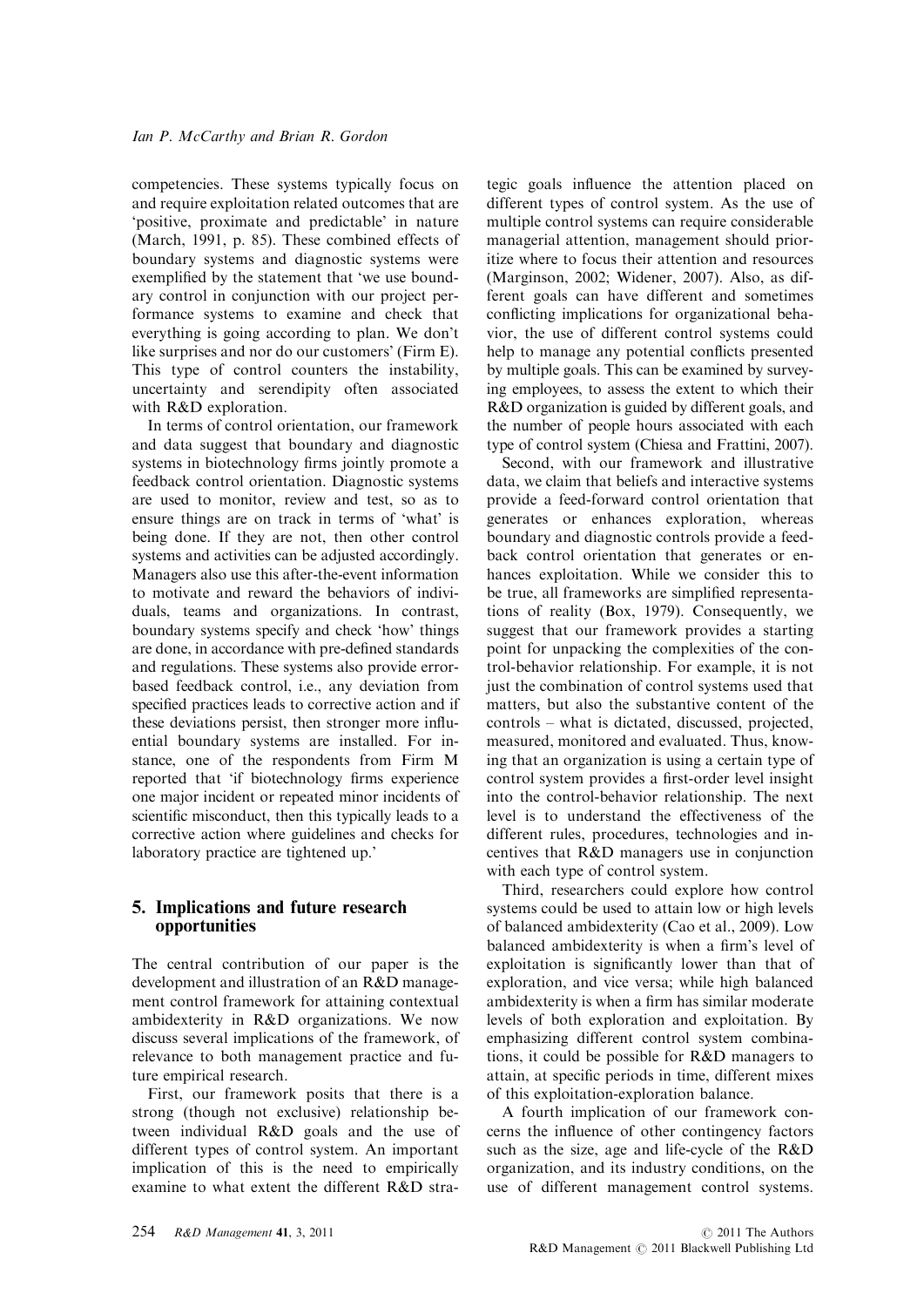competencies. These systems typically focus on and require exploitation related outcomes that are 'positive, proximate and predictable' in nature (March, 1991, p. 85). These combined effects of boundary systems and diagnostic systems were exemplified by the statement that 'we use boundary control in conjunction with our project performance systems to examine and check that everything is going according to plan. We don't like surprises and nor do our customers' (Firm E). This type of control counters the instability, uncertainty and serendipity often associated with R&D exploration.

In terms of control orientation, our framework and data suggest that boundary and diagnostic systems in biotechnology firms jointly promote a feedback control orientation. Diagnostic systems are used to monitor, review and test, so as to ensure things are on track in terms of 'what' is being done. If they are not, then other control systems and activities can be adjusted accordingly. Managers also use this after-the-event information to motivate and reward the behaviors of individuals, teams and organizations. In contrast, boundary systems specify and check 'how' things are done, in accordance with pre-defined standards and regulations. These systems also provide error-based feedback control, i.e., any deviation from specified practices leads to corrective action and if these deviations persist, then stronger more influential boundary systems are installed. For instance, one of the respondents from Firm M reported that 'if biotechnology firms experience one major incident or repeated minor incidents of scientific misconduct, then this typically leads to a corrective action where guidelines and checks for laboratory practice are tightened up.'

## 5. Implications and future research opportunities

The central contribution of our paper is the development and illustration of an R&D management control framework for attaining contextual ambidexterity in R&D organizations. We now discuss several implications of the framework, of relevance to both management practice and future empirical research.

First, our framework posits that there is a strong (though not exclusive) relationship between individual R&D goals and the use of different types of control system. An important implication of this is the need to empirically examine to what extent the different R&D strategic goals influence the attention placed on different types of control system. As the use of multiple control systems can require considerable managerial attention, management should prioritize where to focus their attention and resources (Marginson, 2002; Widener, 2007). Also, as different goals can have different and sometimes conflicting implications for organizational behavior, the use of different control systems could help to manage any potential conflicts presented by multiple goals. This can be examined by surveying employees, to assess the extent to which their R&D organization is guided by different goals, and the number of people hours associated with each type of control system (Chiesa and Frattini, 2007).

Second, with our framework and illustrative data, we claim that beliefs and interactive systems provide a feed-forward control orientation that generates or enhances exploration, whereas boundary and diagnostic controls provide a feedback control orientation that generates or enhances exploitation. While we consider this to be true, all frameworks are simplified representations of reality (Box, 1979). Consequently, we suggest that our framework provides a starting point for unpacking the complexities of the control-behavior relationship. For example, it is not just the combination of control systems used that matters, but also the substantive content of the controls – what is dictated, discussed, projected, measured, monitored and evaluated. Thus, knowing that an organization is using a certain type of control system provides a first-order level insight into the control-behavior relationship. The next level is to understand the effectiveness of the different rules, procedures, technologies and incentives that R&D managers use in conjunction with each type of control system.

Third, researchers could explore how control systems could be used to attain low or high levels of balanced ambidexterity (Cao et al., 2009). Low balanced ambidexterity is when a firm's level of exploitation is significantly lower than that of exploration, and vice versa; while high balanced ambidexterity is when a firm has similar moderate levels of both exploration and exploitation. By emphasizing different control system combinations, it could be possible for R&D managers to attain, at specific periods in time, different mixes of this exploitation-exploration balance.

A fourth implication of our framework concerns the influence of other contingency factors such as the size, age and life-cycle of the R&D organization, and its industry conditions, on the use of different management control systems.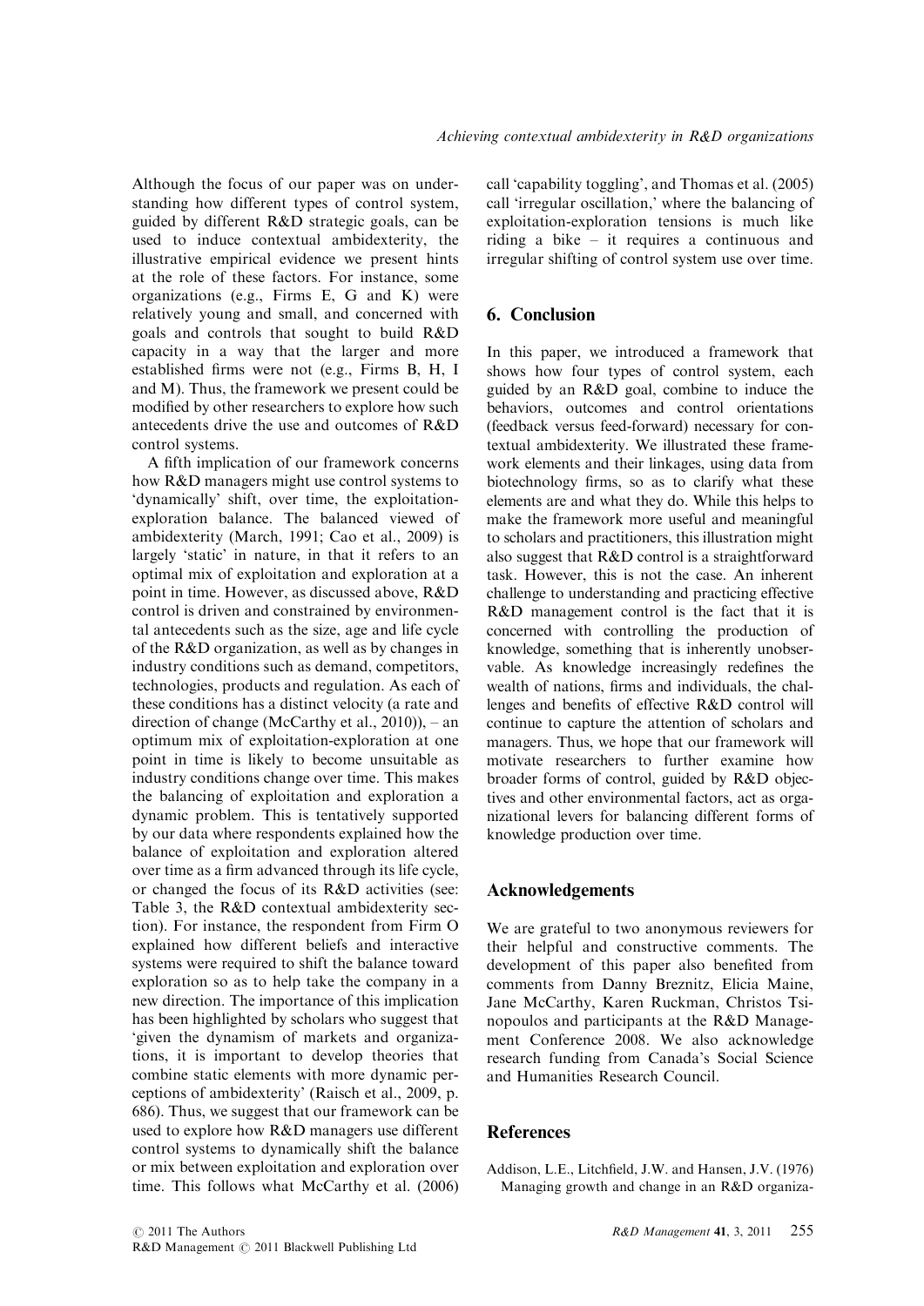Although the focus of our paper was on understanding how different types of control system, guided by different R&D strategic goals, can be used to induce contextual ambidexterity, the illustrative empirical evidence we present hints at the role of these factors. For instance, some organizations (e.g., Firms E, G and K) were relatively young and small, and concerned with goals and controls that sought to build R&D capacity in a way that the larger and more established firms were not (e.g., Firms B, H, I and M). Thus, the framework we present could be modified by other researchers to explore how such antecedents drive the use and outcomes of R&D control systems.

A fifth implication of our framework concerns how R&D managers might use control systems to 'dynamically' shift, over time, the exploitation-exploration balance. The balanced viewed of ambidexterity (March, 1991; Cao et al., 2009) is largely 'static' in nature, in that it refers to an optimal mix of exploitation and exploration at a point in time. However, as discussed above, R&D control is driven and constrained by environmental antecedents such as the size, age and life cycle of the R&D organization, as well as by changes in industry conditions such as demand, competitors, technologies, products and regulation. As each of these conditions has a distinct velocity (a rate and direction of change (McCarthy et al., 2010)), – an optimum mix of exploitation-exploration at one point in time is likely to become unsuitable as industry conditions change over time. This makes the balancing of exploitation and exploration a dynamic problem. This is tentatively supported by our data where respondents explained how the balance of exploitation and exploration altered over time as a firm advanced through its life cycle, or changed the focus of its R&D activities (see: Table 3, the R&D contextual ambidexterity section). For instance, the respondent from Firm O explained how different beliefs and interactive systems were required to shift the balance toward exploration so as to help take the company in a new direction. The importance of this implication has been highlighted by scholars who suggest that 'given the dynamism of markets and organizations, it is important to develop theories that combine static elements with more dynamic perceptions of ambidexterity' (Raisch et al., 2009, p. 686). Thus, we suggest that our framework can be used to explore how R&D managers use different control systems to dynamically shift the balance or mix between exploitation and exploration over time. This follows what McCarthy et al. (2006) call 'capability toggling', and Thomas et al. (2005) call 'irregular oscillation,' where the balancing of exploitation-exploration tensions is much like riding a bike – it requires a continuous and irregular shifting of control system use over time.

## 6. Conclusion

In this paper, we introduced a framework that shows how four types of control system, each guided by an R&D goal, combine to induce the behaviors, outcomes and control orientations (feedback versus feed-forward) necessary for contextual ambidexterity. We illustrated these framework elements and their linkages, using data from biotechnology firms, so as to clarify what these elements are and what they do. While this helps to make the framework more useful and meaningful to scholars and practitioners, this illustration might also suggest that R&D control is a straightforward task. However, this is not the case. An inherent challenge to understanding and practicing effective R&D management control is the fact that it is concerned with controlling the production of knowledge, something that is inherently unobservable. As knowledge increasingly redefines the wealth of nations, firms and individuals, the challenges and benefits of effective R&D control will continue to capture the attention of scholars and managers. Thus, we hope that our framework will motivate researchers to further examine how broader forms of control, guided by R&D objectives and other environmental factors, act as organizational levers for balancing different forms of knowledge production over time.

## Acknowledgements

We are grateful to two anonymous reviewers for their helpful and constructive comments. The development of this paper also benefited from comments from Danny Breznitz, Elicia Maine, Jane McCarthy, Karen Ruckman, Christos Tsinopoulos and participants at the R&D Management Conference 2008. We also acknowledge research funding from Canada's Social Science and Humanities Research Council.

## References

Addison, L.E., Litchfield, J.W. and Hansen, J.V. (1976) Managing growth and change in an R&D organiza-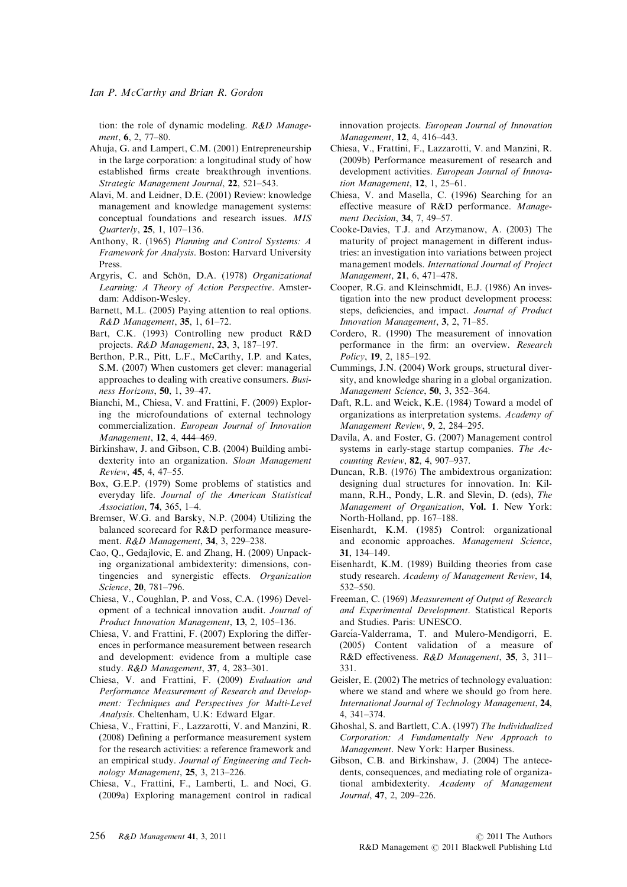tion: the role of dynamic modeling. *R&D Management*, **6**, 2, 77–80.

Ahuja, G. and Lampert, C.M. (2001) Entrepreneurship in the large corporation: a longitudinal study of how established firms create breakthrough inventions. *Strategic Management Journal*, **22**, 521–543.

Alavi, M. and Leidner, D.E. (2001) Review: knowledge management and knowledge management systems: conceptual foundations and research issues. *MIS Quarterly*, **25**, 1, 107–136.

Anthony, R. (1965) *Planning and Control Systems: A Framework for Analysis*. Boston: Harvard University Press.

Argyris, C. and Schön, D.A. (1978) *Organizational Learning: A Theory of Action Perspective*. Amsterdam: Addison-Wesley.

Barnett, M.L. (2005) Paying attention to real options. *R&D Management*, **35**, 1, 61–72.

Bart, C.K. (1993) Controlling new product R&D projects. *R&D Management*, **23**, 3, 187–197.

Berthon, P.R., Pitt, L.F., McCarthy, I.P. and Kates, S.M. (2007) When customers get clever: managerial approaches to dealing with creative consumers. *Business Horizons*, **50**, 1, 39–47.

Bianchi, M., Chiesa, V. and Frattini, F. (2009) Exploring the microfoundations of external technology commercialization. *European Journal of Innovation Management*, **12**, 4, 444–469.

Birkinshaw, J. and Gibson, C.B. (2004) Building ambidexterity into an organization. *Sloan Management Review*, **45**, 4, 47–55.

Box, G.E.P. (1979) Some problems of statistics and everyday life. *Journal of the American Statistical Association*, **74**, 365, 1–4.

Bremser, W.G. and Barsky, N.P. (2004) Utilizing the balanced scorecard for R&D performance measurement. *R&D Management*, **34**, 3, 229–238.

Cao, Q., Gedajlovic, E. and Zhang, H. (2009) Unpacking organizational ambidexterity: dimensions, contingencies and synergistic effects. *Organization Science*, **20**, 781–796.

Chiesa, V., Coughlan, P. and Voss, C.A. (1996) Development of a technical innovation audit. *Journal of Product Innovation Management*, **13**, 2, 105–136.

Chiesa, V. and Frattini, F. (2007) Exploring the differences in performance measurement between research and development: evidence from a multiple case study. *R&D Management*, **37**, 4, 283–301.

Chiesa, V. and Frattini, F. (2009) *Evaluation and Performance Measurement of Research and Development: Techniques and Perspectives for Multi-Level Analysis*. Cheltenham, U.K: Edward Elgar.

Chiesa, V., Frattini, F., Lazzarotti, V. and Manzini, R. (2008) Defining a performance measurement system for the research activities: a reference framework and an empirical study. *Journal of Engineering and Technology Management*, **25**, 3, 213–226.

Chiesa, V., Frattini, F., Lamberti, L. and Noci, G. (2009a) Exploring management control in radical innovation projects. *European Journal of Innovation Management*, **12**, 4, 416–443.

Chiesa, V., Frattini, F., Lazzarotti, V. and Manzini, R. (2009b) Performance measurement of research and development activities. *European Journal of Innovation Management*, **12**, 1, 25–61.

Chiesa, V. and Masella, C. (1996) Searching for an effective measure of R&D performance. *Management Decision*, **34**, 7, 49–57.

Cooke-Davies, T.J. and Arzymanow, A. (2003) The maturity of project management in different industries: an investigation into variations between project management models. *International Journal of Project Management*, **21**, 6, 471–478.

Cooper, R.G. and Kleinschmidt, E.J. (1986) An investigation into the new product development process: steps, deficiencies, and impact. *Journal of Product Innovation Management*, **3**, 2, 71–85.

Cordero, R. (1990) The measurement of innovation performance in the firm: an overview. *Research Policy*, **19**, 2, 185–192.

Cummings, J.N. (2004) Work groups, structural diversity, and knowledge sharing in a global organization. *Management Science*, **50**, 3, 352–364.

Daft, R.L. and Weick, K.E. (1984) Toward a model of organizations as interpretation systems. *Academy of Management Review*, **9**, 2, 284–295.

Davila, A. and Foster, G. (2007) Management control systems in early-stage startup companies. *The Accounting Review*, **82**, 4, 907–937.

Duncan, R.B. (1976) The ambidextrous organization: designing dual structures for innovation. In: Kilmann, R.H., Pondy, L.R. and Slevin, D. (eds), *The Management of Organization*, **Vol. 1**. New York: North-Holland, pp. 167–188.

Eisenhardt, K.M. (1985) Control: organizational and economic approaches. *Management Science*, **31**, 134–149.

Eisenhardt, K.M. (1989) Building theories from case study research. *Academy of Management Review*, **14**, 532–550.

Freeman, C. (1969) *Measurement of Output of Research and Experimental Development*. Statistical Reports and Studies. Paris: UNESCO.

García-Valderrama, T. and Mulero-Mendigorri, E. (2005) Content validation of a measure of R&D effectiveness. *R&D Management*, **35**, 3, 311–331.

Geisler, E. (2002) The metrics of technology evaluation: where we stand and where we should go from here. *International Journal of Technology Management*, **24**, 4, 341–374.

Ghoshal, S. and Bartlett, C.A. (1997) *The Individualized Corporation: A Fundamentally New Approach to Management*. New York: Harper Business.

Gibson, C.B. and Birkinshaw, J. (2004) The antecedents, consequences, and mediating role of organizational ambidexterity. *Academy of Management Journal*, **47**, 2, 209–226.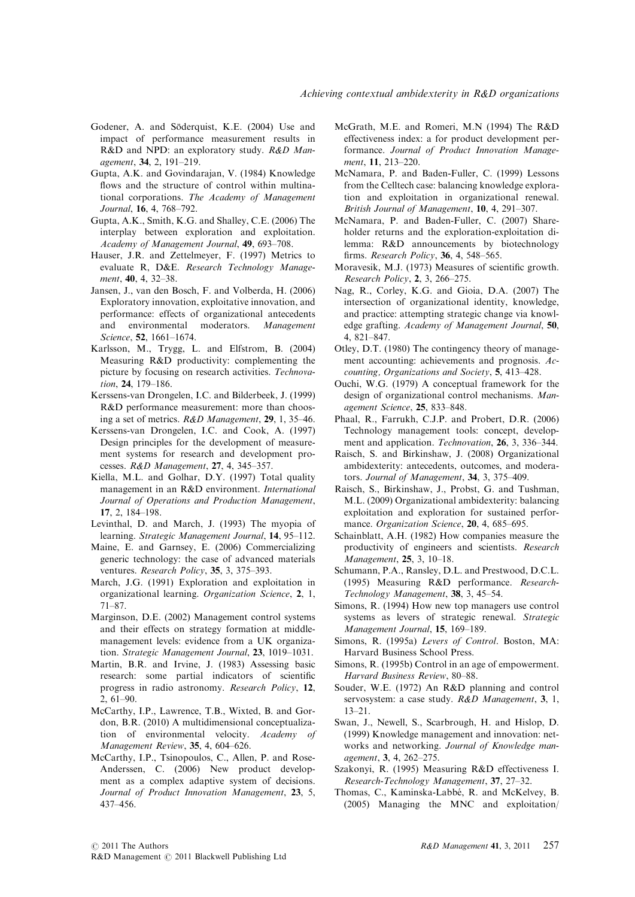Godener, A. and Söderquist, K.E. (2004) Use and impact of performance measurement results in R&D and NPD: an exploratory study. *R&D Management*, **34**, 2, 191–219.

Gupta, A.K. and Govindarajan, V. (1984) Knowledge flows and the structure of control within multinational corporations. *The Academy of Management Journal*, **16**, 4, 768–792.

Gupta, A.K., Smith, K.G. and Shalley, C.E. (2006) The interplay between exploration and exploitation. *Academy of Management Journal*, **49**, 693–708.

Hauser, J.R. and Zettelmeyer, F. (1997) Metrics to evaluate R, D&E. *Research Technology Management*, **40**, 4, 32–38.

Jansen, J., van den Bosch, F. and Volberda, H. (2006) Exploratory innovation, exploitative innovation, and performance: effects of organizational antecedents and environmental moderators. *Management Science*, **52**, 1661–1674.

Karlsson, M., Trygg, L. and Elfstrom, B. (2004) Measuring R&D productivity: complementing the picture by focusing on research activities. *Technovation*, **24**, 179–186.

Kerssens-van Drongelen, I.C. and Bilderbeek, J. (1999) R&D performance measurement: more than choosing a set of metrics. *R&D Management*, **29**, 1, 35–46.

Kerssens-van Drongelen, I.C. and Cook, A. (1997) Design principles for the development of measurement systems for research and development processes. *R&D Management*, **27**, 4, 345–357.

Kiella, M.L. and Golhar, D.Y. (1997) Total quality management in an R&D environment. *International Journal of Operations and Production Management*, **17**, 2, 184–198.

Levinthal, D. and March, J. (1993) The myopia of learning. *Strategic Management Journal*, **14**, 95–112.

Maine, E. and Garnsey, E. (2006) Commercializing generic technology: the case of advanced materials ventures. *Research Policy*, **35**, 3, 375–393.

March, J.G. (1991) Exploration and exploitation in organizational learning. *Organization Science*, **2**, 1, 71–87.

Marginson, D.E. (2002) Management control systems and their effects on strategy formation at middle-management levels: evidence from a UK organization. *Strategic Management Journal*, **23**, 1019–1031.

Martin, B.R. and Irvine, J. (1983) Assessing basic research: some partial indicators of scientific progress in radio astronomy. *Research Policy*, **12**, 2, 61–90.

McCarthy, I.P., Lawrence, T.B., Wixted, B. and Gordon, B.R. (2010) A multidimensional conceptualization of environmental velocity. *Academy of Management Review*, **35**, 4, 604–626.

McCarthy, I.P., Tsinopoulos, C., Allen, P. and Rose-Anderssen, C. (2006) New product development as a complex adaptive system of decisions. *Journal of Product Innovation Management*, **23**, 5, 437–456.

McGrath, M.E. and Romeri, M.N (1994) The R&D effectiveness index: a for product development performance. *Journal of Product Innovation Management*, **11**, 213–220.

McNamara, P. and Baden-Fuller, C. (1999) Lessons from the Celltech case: balancing knowledge exploration and exploitation in organizational renewal. *British Journal of Management*, **10**, 4, 291–307.

McNamara, P. and Baden-Fuller, C. (2007) Shareholder returns and the exploration-exploitation dilemma: R&D announcements by biotechnology firms. *Research Policy*, **36**, 4, 548–565.

Moravesik, M.J. (1973) Measures of scientific growth. *Research Policy*, **2**, 3, 266–275.

Nag, R., Corley, K.G. and Gioia, D.A. (2007) The intersection of organizational identity, knowledge, and practice: attempting strategic change via knowledge grafting. *Academy of Management Journal*, **50**, 4, 821–847.

Otley, D.T. (1980) The contingency theory of management accounting: achievements and prognosis. *Accounting, Organizations and Society*, **5**, 413–428.

Ouchi, W.G. (1979) A conceptual framework for the design of organizational control mechanisms. *Management Science*, **25**, 833–848.

Phaal, R., Farrukh, C.J.P. and Probert, D.R. (2006) Technology management tools: concept, development and application. *Technovation*, **26**, 3, 336–344.

Raisch, S. and Birkinshaw, J. (2008) Organizational ambidexterity: antecedents, outcomes, and moderators. *Journal of Management*, **34**, 3, 375–409.

Raisch, S., Birkinshaw, J., Probst, G. and Tushman, M.L. (2009) Organizational ambidexterity: balancing exploitation and exploration for sustained performance. *Organization Science*, **20**, 4, 685–695.

Schainblatt, A.H. (1982) How companies measure the productivity of engineers and scientists. *Research Management*, **25**, 3, 10–18.

Schumann, P.A., Ransley, D.L. and Prestwood, D.C.L. (1995) Measuring R&D performance. *Research-Technology Management*, **38**, 3, 45–54.

Simons, R. (1994) How new top managers use control systems as levers of strategic renewal. *Strategic Management Journal*, **15**, 169–189.

Simons, R. (1995a) *Levers of Control*. Boston, MA: Harvard Business School Press.

Simons, R. (1995b) Control in an age of empowerment. *Harvard Business Review*, 80–88.

Souder, W.E. (1972) An R&D planning and control servosystem: a case study. *R&D Management*, **3**, 1, 13–21.

Swan, J., Newell, S., Scarbrough, H. and Hislop, D. (1999) Knowledge management and innovation: networks and networking. *Journal of Knowledge management*, **3**, 4, 262–275.

Szakonyi, R. (1995) Measuring R&D effectiveness I. *Research-Technology Management*, **37**, 27–32.

Thomas, C., Kaminska-Labbé, R. and McKelvey, B. (2005) Managing the MNC and exploitation/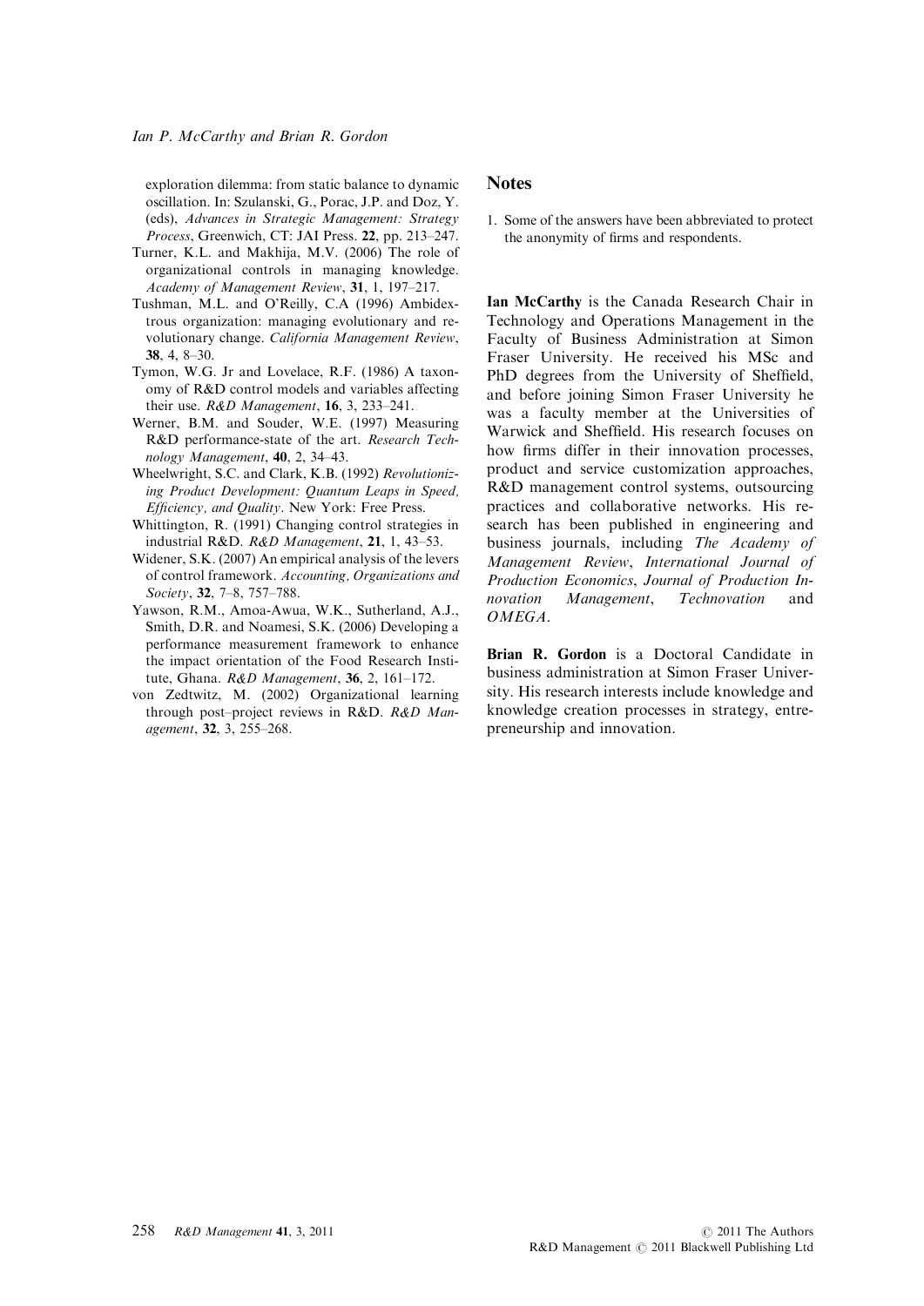exploration dilemma: from static balance to dynamic oscillation. In: Szulanski, G., Porac, J.P. and Doz, Y. (eds), *Advances in Strategic Management: Strategy Process*, Greenwich, CT: JAI Press. **22**, pp. 213–247.

Turner, K.L. and Makhija, M.V. (2006) The role of organizational controls in managing knowledge. *Academy of Management Review*, **31**, 1, 197–217.

Tushman, M.L. and O'Reilly, C.A (1996) Ambidextrous organization: managing evolutionary and revolutionary change. *California Management Review*, **38**, 4, 8–30.

Tymon, W.G. Jr and Lovelace, R.F. (1986) A taxonomy of R&D control models and variables affecting their use. *R&D Management*, **16**, 3, 233–241.

Werner, B.M. and Souder, W.E. (1997) Measuring R&D performance-state of the art. *Research Technology Management*, **40**, 2, 34–43.

Wheelwright, S.C. and Clark, K.B. (1992) *Revolutionizing Product Development: Quantum Leaps in Speed, Efficiency, and Quality*. New York: Free Press.

Whittington, R. (1991) Changing control strategies in industrial R&D. *R&D Management*, **21**, 1, 43–53.

Widener, S.K. (2007) An empirical analysis of the levers of control framework. *Accounting, Organizations and Society*, **32**, 7–8, 757–788.

Yawson, R.M., Amoa-Awua, W.K., Sutherland, A.J., Smith, D.R. and Noamesi, S.K. (2006) Developing a performance measurement framework to enhance the impact orientation of the Food Research Institute, Ghana. *R&D Management*, **36**, 2, 161–172.

von Zedtwitz, M. (2002) Organizational learning through post–project reviews in R&D. *R&D Management*, **32**, 3, 255–268.

## Notes

1. Some of the answers have been abbreviated to protect the anonymity of firms and respondents.

**Ian McCarthy** is the Canada Research Chair in Technology and Operations Management in the Faculty of Business Administration at Simon Fraser University. He received his MSc and PhD degrees from the University of Sheffield, and before joining Simon Fraser University he was a faculty member at the Universities of Warwick and Sheffield. His research focuses on how firms differ in their innovation processes, product and service customization approaches, R&D management control systems, outsourcing practices and collaborative networks. His research has been published in engineering and business journals, including *The Academy of Management Review*, *International Journal of Production Economics*, *Journal of Production Innovation Management*, *Technovation* and *OMEGA*.

**Brian R. Gordon** is a Doctoral Candidate in business administration at Simon Fraser University. His research interests include knowledge and knowledge creation processes in strategy, entrepreneurship and innovation.